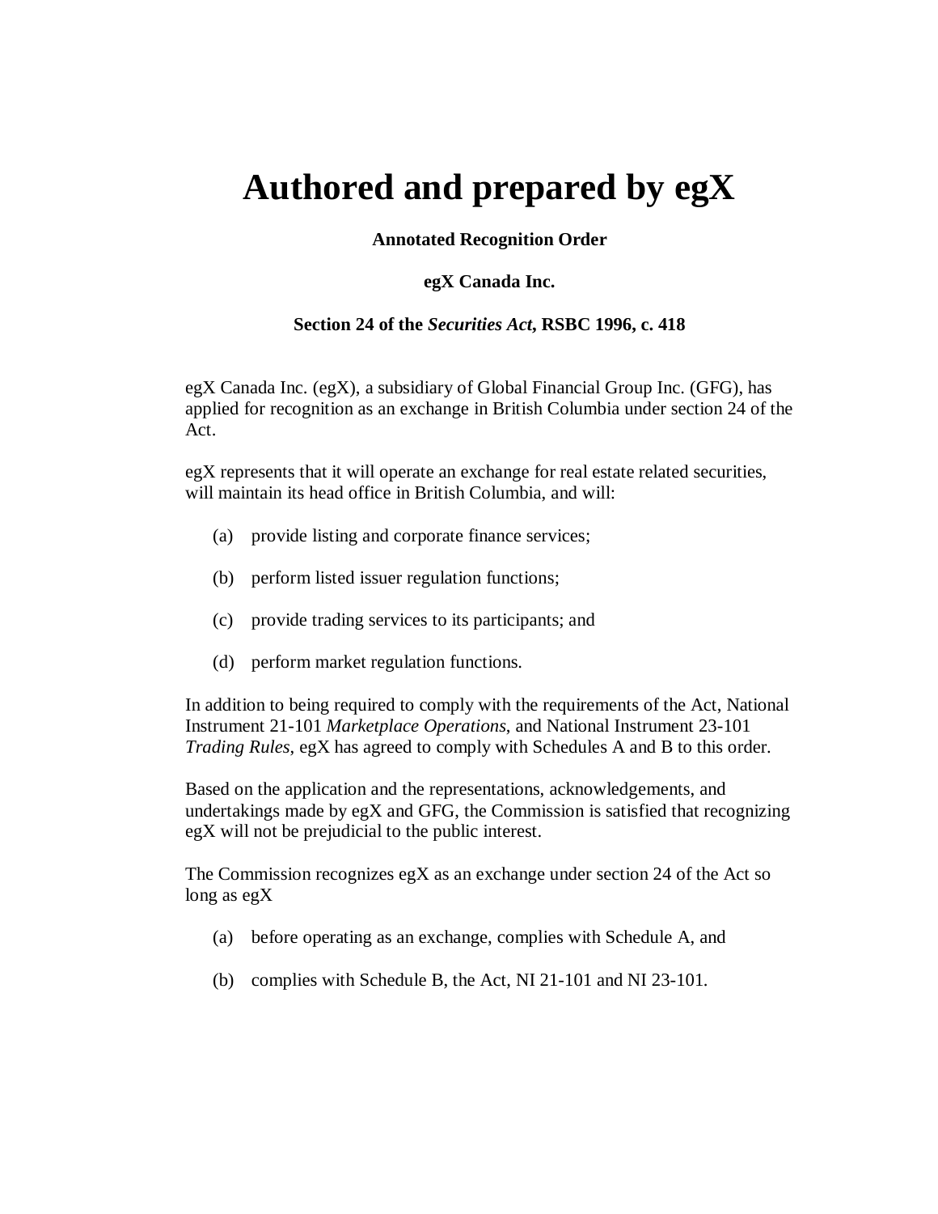# Authored and prepared by egX

**Annotated Recognition Order**

**egX Canada Inc.**

**Section 24 of the *Securities Act*, RSBC 1996, c. 418**

egX Canada Inc. (egX), a subsidiary of Global Financial Group Inc. (GFG), has applied for recognition as an exchange in British Columbia under section 24 of the Act.

egX represents that it will operate an exchange for real estate related securities, will maintain its head office in British Columbia, and will:

(a) provide listing and corporate finance services;

(b) perform listed issuer regulation functions;

(c) provide trading services to its participants; and

(d) perform market regulation functions.

In addition to being required to comply with the requirements of the Act, National Instrument 21-101 *Marketplace Operations*, and National Instrument 23-101 *Trading Rules*, egX has agreed to comply with Schedules A and B to this order.

Based on the application and the representations, acknowledgements, and undertakings made by egX and GFG, the Commission is satisfied that recognizing egX will not be prejudicial to the public interest.

The Commission recognizes egX as an exchange under section 24 of the Act so long as egX

(a) before operating as an exchange, complies with Schedule A, and

(b) complies with Schedule B, the Act, NI 21-101 and NI 23-101.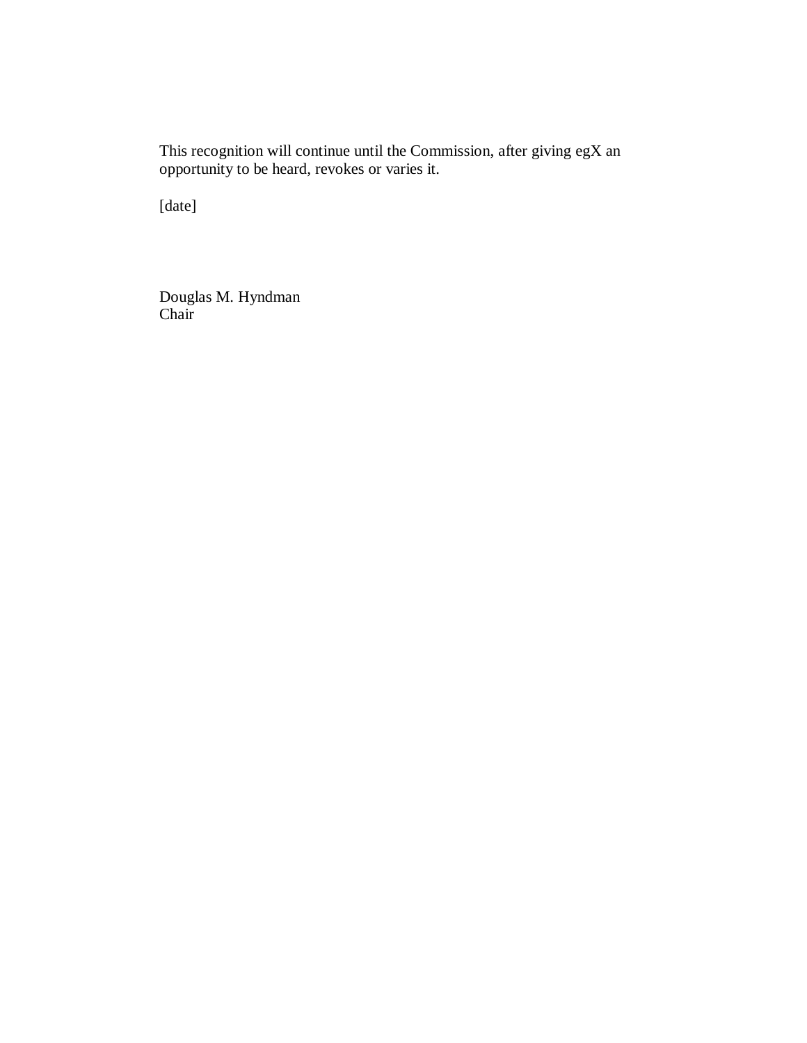This recognition will continue until the Commission, after giving egX an opportunity to be heard, revokes or varies it.

[date]

Douglas M. Hyndman
Chair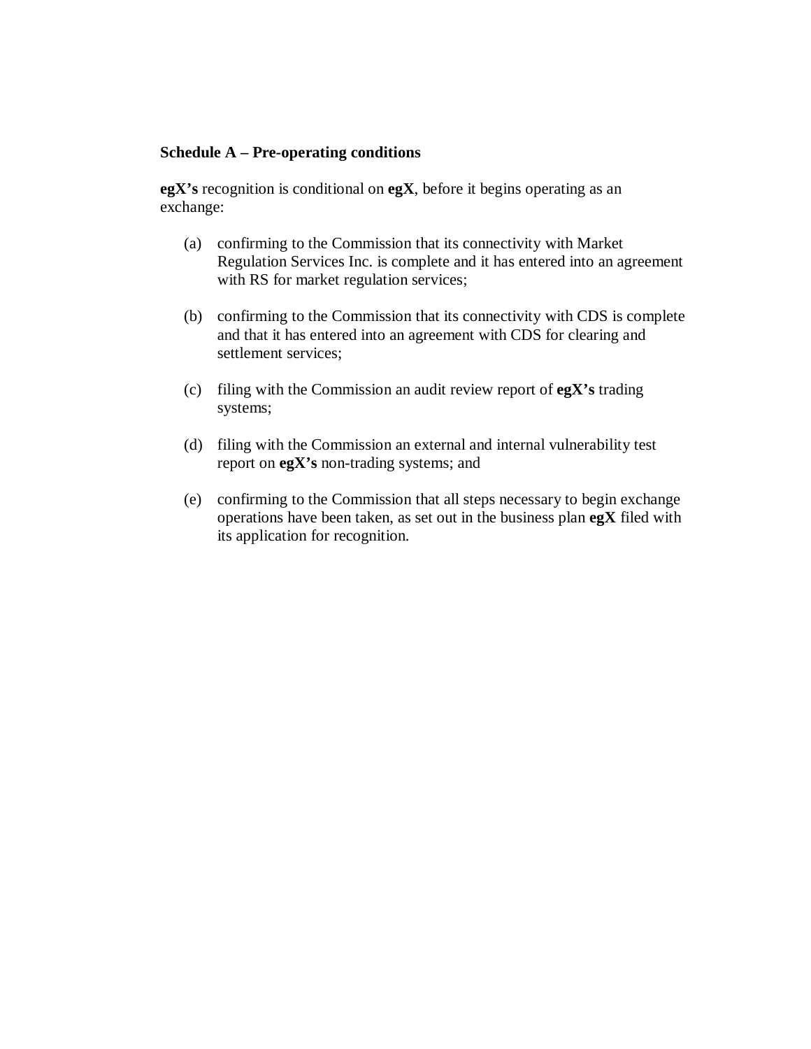**Schedule A – Pre-operating conditions**

**egX's** recognition is conditional on **egX**, before it begins operating as an exchange:

(a) confirming to the Commission that its connectivity with Market Regulation Services Inc. is complete and it has entered into an agreement with RS for market regulation services;

(b) confirming to the Commission that its connectivity with CDS is complete and that it has entered into an agreement with CDS for clearing and settlement services;

(c) filing with the Commission an audit review report of **egX's** trading systems;

(d) filing with the Commission an external and internal vulnerability test report on **egX's** non-trading systems; and

(e) confirming to the Commission that all steps necessary to begin exchange operations have been taken, as set out in the business plan **egX** filed with its application for recognition.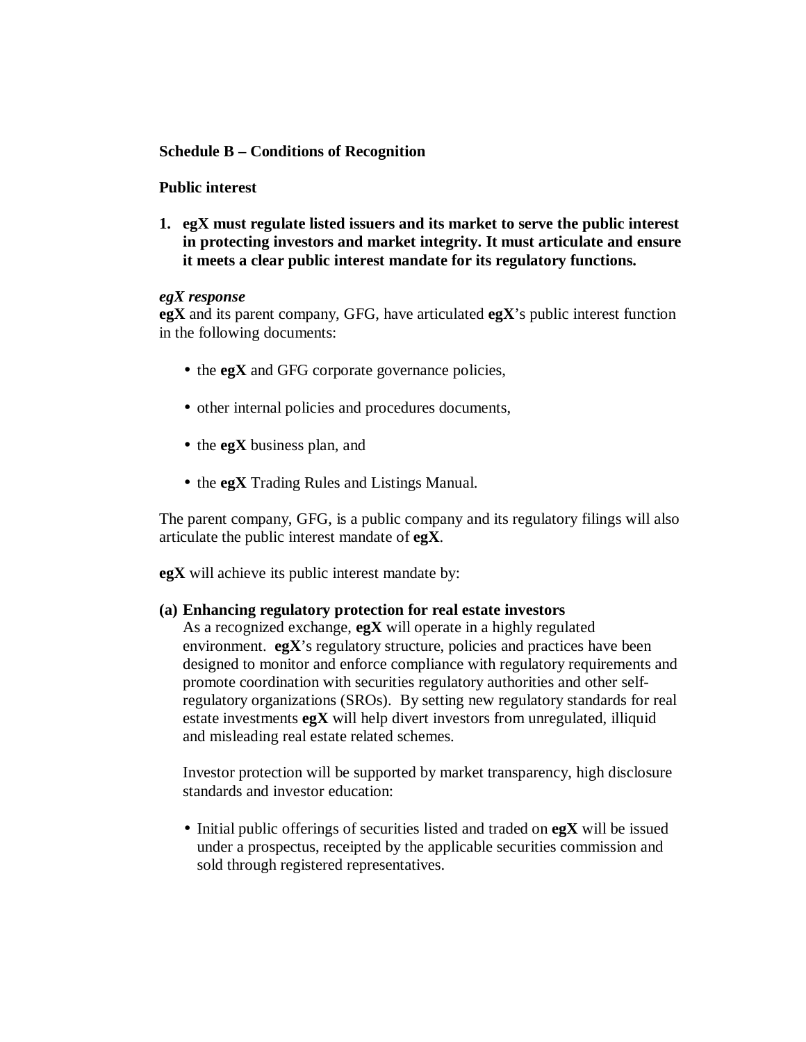**Schedule B – Conditions of Recognition**

**Public interest**

1. **egX must regulate listed issuers and its market to serve the public interest in protecting investors and market integrity. It must articulate and ensure it meets a clear public interest mandate for its regulatory functions.**

***egX response***
**egX** and its parent company, GFG, have articulated **egX**'s public interest function in the following documents:

- the **egX** and GFG corporate governance policies,
- other internal policies and procedures documents,
- the **egX** business plan, and
- the **egX** Trading Rules and Listings Manual.

The parent company, GFG, is a public company and its regulatory filings will also articulate the public interest mandate of **egX**.

**egX** will achieve its public interest mandate by:

**(a) Enhancing regulatory protection for real estate investors**
As a recognized exchange, **egX** will operate in a highly regulated environment. **egX**'s regulatory structure, policies and practices have been designed to monitor and enforce compliance with regulatory requirements and promote coordination with securities regulatory authorities and other self-regulatory organizations (SROs). By setting new regulatory standards for real estate investments **egX** will help divert investors from unregulated, illiquid and misleading real estate related schemes.

Investor protection will be supported by market transparency, high disclosure standards and investor education:

- Initial public offerings of securities listed and traded on **egX** will be issued under a prospectus, receipted by the applicable securities commission and sold through registered representatives.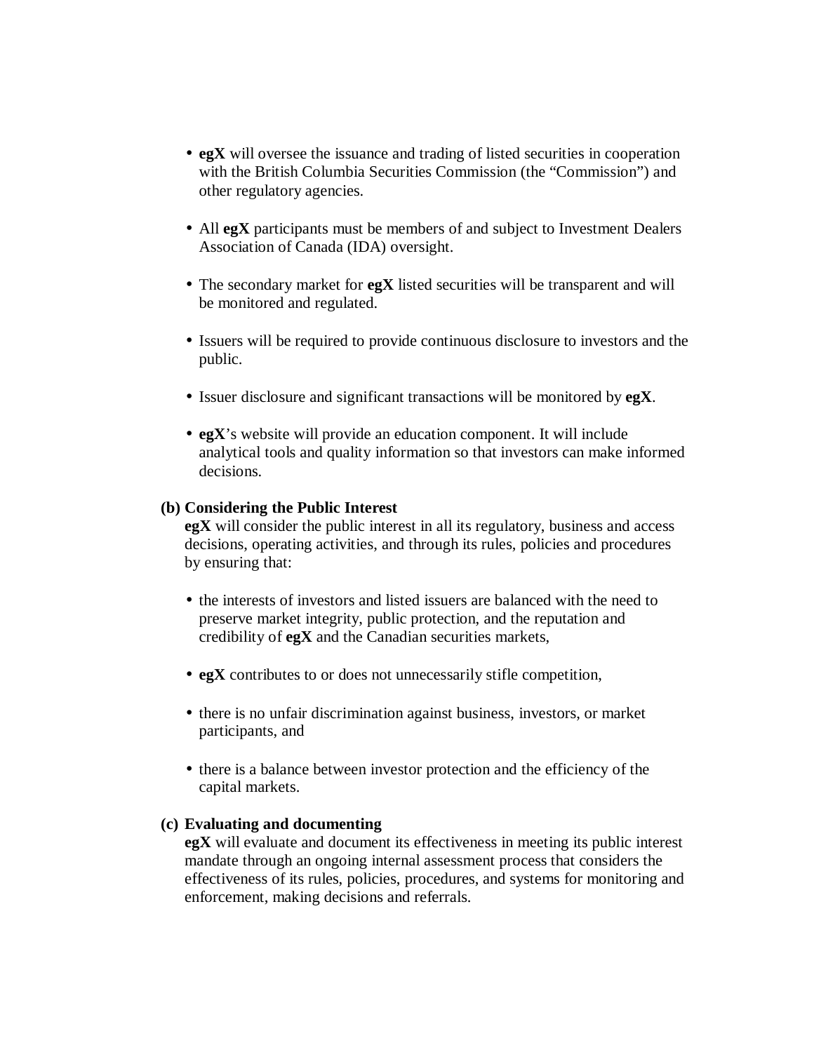- **egX** will oversee the issuance and trading of listed securities in cooperation with the British Columbia Securities Commission (the "Commission") and other regulatory agencies.

- All **egX** participants must be members of and subject to Investment Dealers Association of Canada (IDA) oversight.

- The secondary market for **egX** listed securities will be transparent and will be monitored and regulated.

- Issuers will be required to provide continuous disclosure to investors and the public.

- Issuer disclosure and significant transactions will be monitored by **egX**.

- **egX**'s website will provide an education component. It will include analytical tools and quality information so that investors can make informed decisions.

**(b) Considering the Public Interest**

**egX** will consider the public interest in all its regulatory, business and access decisions, operating activities, and through its rules, policies and procedures by ensuring that:

- the interests of investors and listed issuers are balanced with the need to preserve market integrity, public protection, and the reputation and credibility of **egX** and the Canadian securities markets,

- **egX** contributes to or does not unnecessarily stifle competition,

- there is no unfair discrimination against business, investors, or market participants, and

- there is a balance between investor protection and the efficiency of the capital markets.

**(c) Evaluating and documenting**

**egX** will evaluate and document its effectiveness in meeting its public interest mandate through an ongoing internal assessment process that considers the effectiveness of its rules, policies, procedures, and systems for monitoring and enforcement, making decisions and referrals.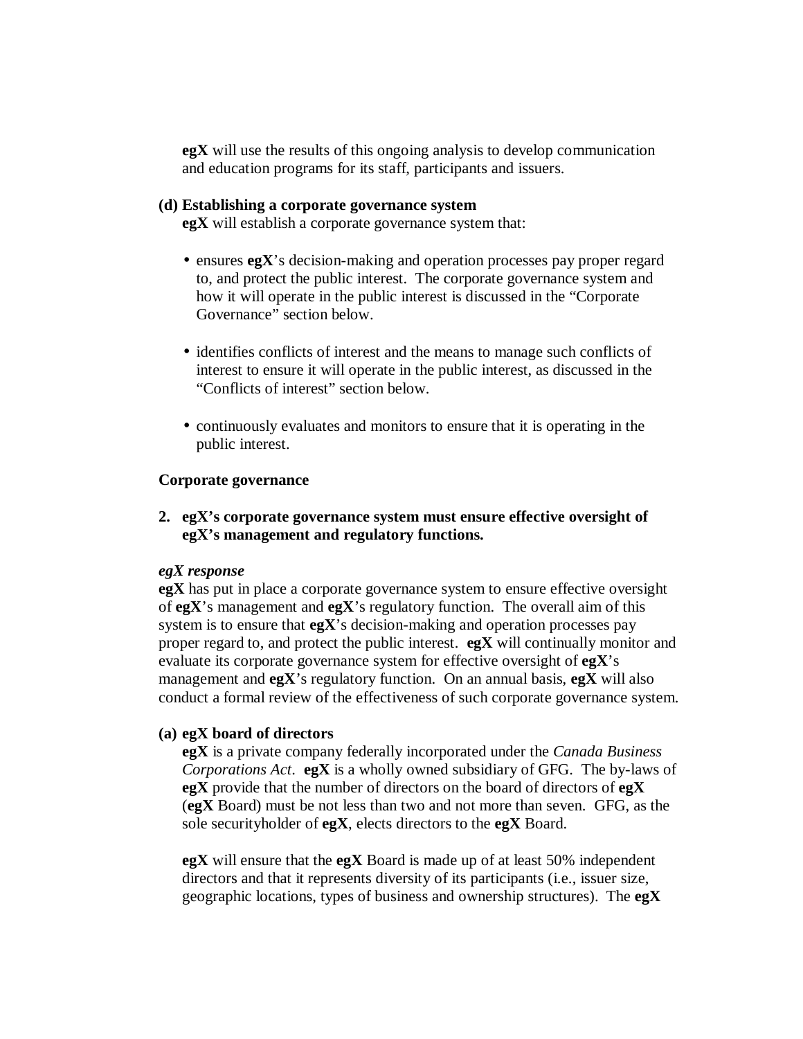**egX** will use the results of this ongoing analysis to develop communication and education programs for its staff, participants and issuers.

**(d) Establishing a corporate governance system**

**egX** will establish a corporate governance system that:

- ensures **egX**'s decision-making and operation processes pay proper regard to, and protect the public interest. The corporate governance system and how it will operate in the public interest is discussed in the "Corporate Governance" section below.
- identifies conflicts of interest and the means to manage such conflicts of interest to ensure it will operate in the public interest, as discussed in the "Conflicts of interest" section below.
- continuously evaluates and monitors to ensure that it is operating in the public interest.

**Corporate governance**

**2. egX's corporate governance system must ensure effective oversight of egX's management and regulatory functions.**

***egX response***

**egX** has put in place a corporate governance system to ensure effective oversight of **egX**'s management and **egX**'s regulatory function. The overall aim of this system is to ensure that **egX**'s decision-making and operation processes pay proper regard to, and protect the public interest. **egX** will continually monitor and evaluate its corporate governance system for effective oversight of **egX**'s management and **egX**'s regulatory function. On an annual basis, **egX** will also conduct a formal review of the effectiveness of such corporate governance system.

**(a) egX board of directors**

**egX** is a private company federally incorporated under the *Canada Business Corporations Act*. **egX** is a wholly owned subsidiary of GFG. The by-laws of **egX** provide that the number of directors on the board of directors of **egX** (**egX** Board) must be not less than two and not more than seven. GFG, as the sole securityholder of **egX**, elects directors to the **egX** Board.

**egX** will ensure that the **egX** Board is made up of at least 50% independent directors and that it represents diversity of its participants (i.e., issuer size, geographic locations, types of business and ownership structures). The **egX**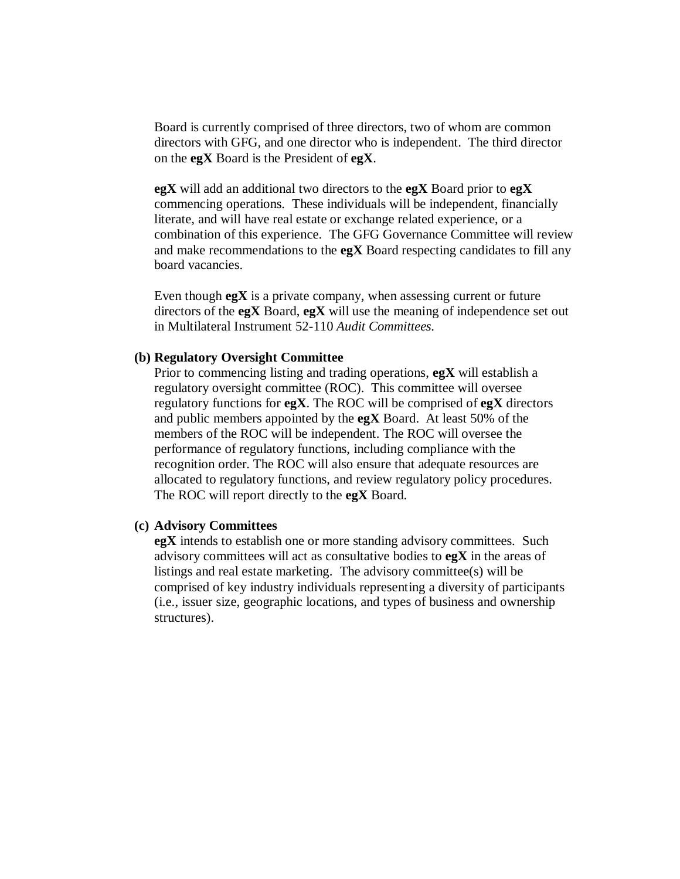Board is currently comprised of three directors, two of whom are common directors with GFG, and one director who is independent. The third director on the **egX** Board is the President of **egX**.

**egX** will add an additional two directors to the **egX** Board prior to **egX** commencing operations. These individuals will be independent, financially literate, and will have real estate or exchange related experience, or a combination of this experience. The GFG Governance Committee will review and make recommendations to the **egX** Board respecting candidates to fill any board vacancies.

Even though **egX** is a private company, when assessing current or future directors of the **egX** Board, **egX** will use the meaning of independence set out in Multilateral Instrument 52-110 *Audit Committees*.

**(b) Regulatory Oversight Committee**

Prior to commencing listing and trading operations, **egX** will establish a regulatory oversight committee (ROC). This committee will oversee regulatory functions for **egX**. The ROC will be comprised of **egX** directors and public members appointed by the **egX** Board. At least 50% of the members of the ROC will be independent. The ROC will oversee the performance of regulatory functions, including compliance with the recognition order. The ROC will also ensure that adequate resources are allocated to regulatory functions, and review regulatory policy procedures. The ROC will report directly to the **egX** Board.

**(c) Advisory Committees**

**egX** intends to establish one or more standing advisory committees. Such advisory committees will act as consultative bodies to **egX** in the areas of listings and real estate marketing. The advisory committee(s) will be comprised of key industry individuals representing a diversity of participants (i.e., issuer size, geographic locations, and types of business and ownership structures).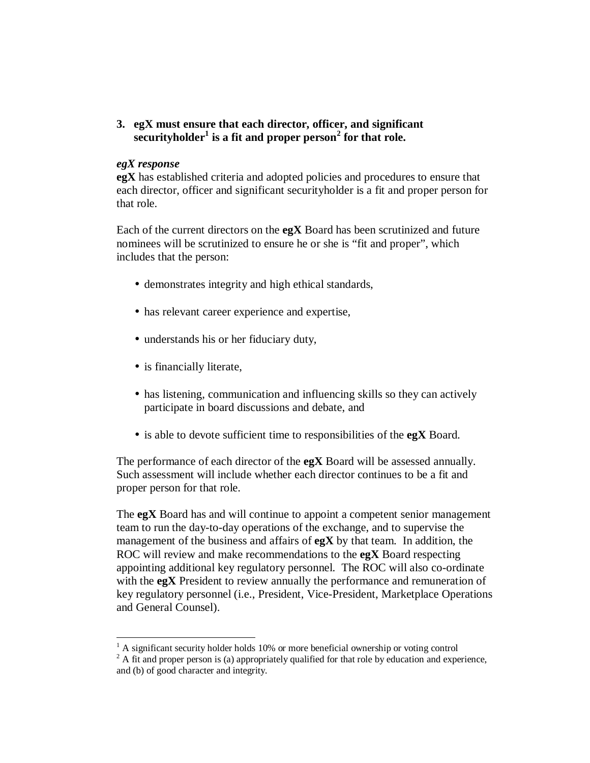### 3. egX must ensure that each director, officer, and significant securityholder[1] is a fit and proper person[2] for that role.

***egX response***

**egX** has established criteria and adopted policies and procedures to ensure that each director, officer and significant securityholder is a fit and proper person for that role.

Each of the current directors on the **egX** Board has been scrutinized and future nominees will be scrutinized to ensure he or she is "fit and proper", which includes that the person:

- demonstrates integrity and high ethical standards,
- has relevant career experience and expertise,
- understands his or her fiduciary duty,
- is financially literate,
- has listening, communication and influencing skills so they can actively participate in board discussions and debate, and
- is able to devote sufficient time to responsibilities of the **egX** Board.

The performance of each director of the **egX** Board will be assessed annually. Such assessment will include whether each director continues to be a fit and proper person for that role.

The **egX** Board has and will continue to appoint a competent senior management team to run the day-to-day operations of the exchange, and to supervise the management of the business and affairs of **egX** by that team. In addition, the ROC will review and make recommendations to the **egX** Board respecting appointing additional key regulatory personnel. The ROC will also co-ordinate with the **egX** President to review annually the performance and remuneration of key regulatory personnel (i.e., President, Vice-President, Marketplace Operations and General Counsel).

---

[1] A significant security holder holds 10% or more beneficial ownership or voting control

[2] A fit and proper person is (a) appropriately qualified for that role by education and experience, and (b) of good character and integrity.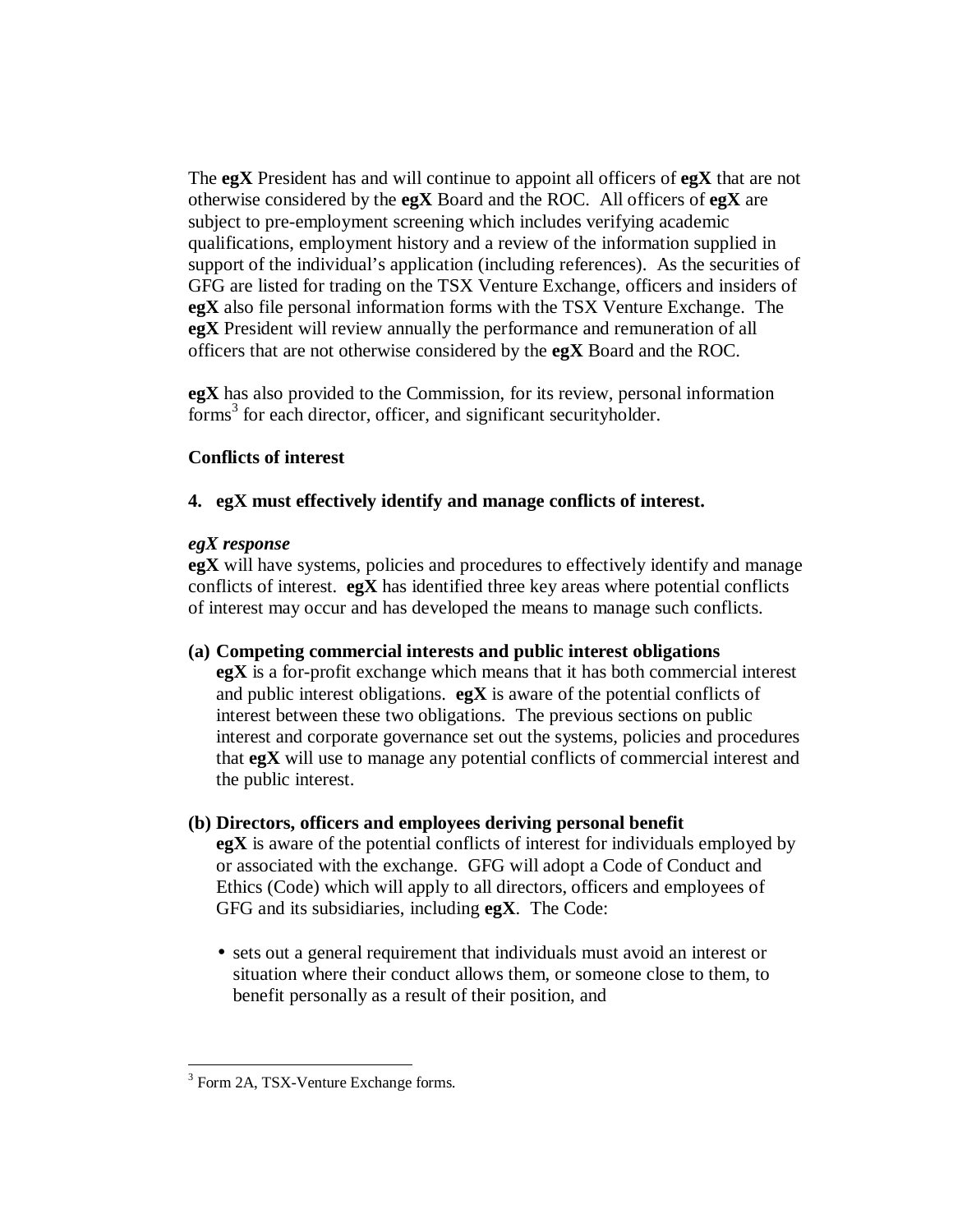The **egX** President has and will continue to appoint all officers of **egX** that are not otherwise considered by the **egX** Board and the ROC. All officers of **egX** are subject to pre-employment screening which includes verifying academic qualifications, employment history and a review of the information supplied in support of the individual's application (including references). As the securities of GFG are listed for trading on the TSX Venture Exchange, officers and insiders of **egX** also file personal information forms with the TSX Venture Exchange. The **egX** President will review annually the performance and remuneration of all officers that are not otherwise considered by the **egX** Board and the ROC.

**egX** has also provided to the Commission, for its review, personal information forms[3] for each director, officer, and significant securityholder.

**Conflicts of interest**

**4. egX must effectively identify and manage conflicts of interest.**

***egX response***

**egX** will have systems, policies and procedures to effectively identify and manage conflicts of interest. **egX** has identified three key areas where potential conflicts of interest may occur and has developed the means to manage such conflicts.

**(a) Competing commercial interests and public interest obligations**

**egX** is a for-profit exchange which means that it has both commercial interest and public interest obligations. **egX** is aware of the potential conflicts of interest between these two obligations. The previous sections on public interest and corporate governance set out the systems, policies and procedures that **egX** will use to manage any potential conflicts of commercial interest and the public interest.

**(b) Directors, officers and employees deriving personal benefit**

**egX** is aware of the potential conflicts of interest for individuals employed by or associated with the exchange. GFG will adopt a Code of Conduct and Ethics (Code) which will apply to all directors, officers and employees of GFG and its subsidiaries, including **egX**. The Code:

- sets out a general requirement that individuals must avoid an interest or situation where their conduct allows them, or someone close to them, to benefit personally as a result of their position, and

---

[3] Form 2A, TSX-Venture Exchange forms.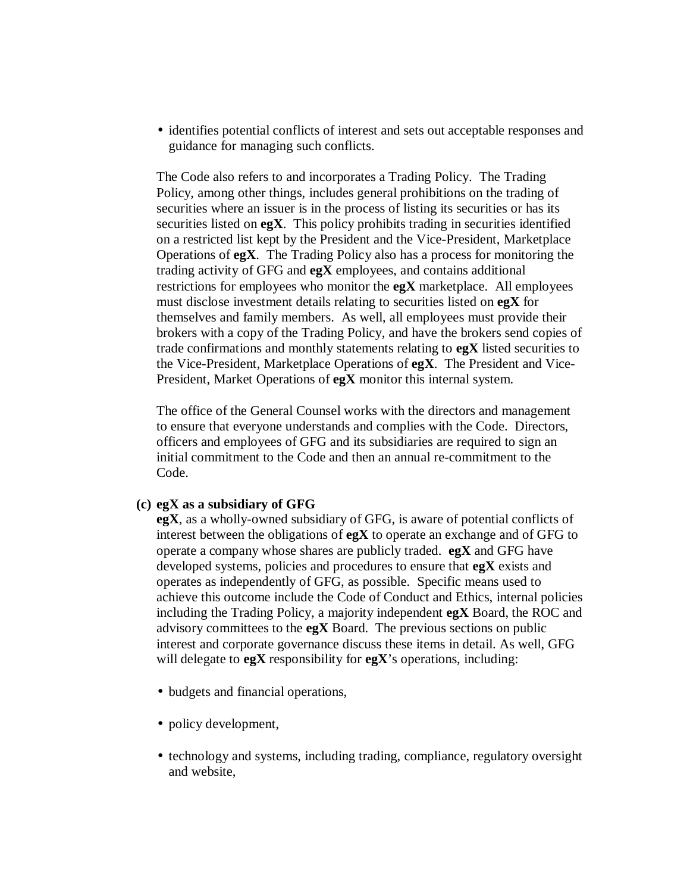- identifies potential conflicts of interest and sets out acceptable responses and guidance for managing such conflicts.

The Code also refers to and incorporates a Trading Policy. The Trading Policy, among other things, includes general prohibitions on the trading of securities where an issuer is in the process of listing its securities or has its securities listed on **egX**. This policy prohibits trading in securities identified on a restricted list kept by the President and the Vice-President, Marketplace Operations of **egX**. The Trading Policy also has a process for monitoring the trading activity of GFG and **egX** employees, and contains additional restrictions for employees who monitor the **egX** marketplace. All employees must disclose investment details relating to securities listed on **egX** for themselves and family members. As well, all employees must provide their brokers with a copy of the Trading Policy, and have the brokers send copies of trade confirmations and monthly statements relating to **egX** listed securities to the Vice-President, Marketplace Operations of **egX**. The President and Vice-President, Market Operations of **egX** monitor this internal system.

The office of the General Counsel works with the directors and management to ensure that everyone understands and complies with the Code. Directors, officers and employees of GFG and its subsidiaries are required to sign an initial commitment to the Code and then an annual re-commitment to the Code.

**(c) egX as a subsidiary of GFG**

**egX**, as a wholly-owned subsidiary of GFG, is aware of potential conflicts of interest between the obligations of **egX** to operate an exchange and of GFG to operate a company whose shares are publicly traded. **egX** and GFG have developed systems, policies and procedures to ensure that **egX** exists and operates as independently of GFG, as possible. Specific means used to achieve this outcome include the Code of Conduct and Ethics, internal policies including the Trading Policy, a majority independent **egX** Board, the ROC and advisory committees to the **egX** Board. The previous sections on public interest and corporate governance discuss these items in detail. As well, GFG will delegate to **egX** responsibility for **egX**'s operations, including:

- budgets and financial operations,
- policy development,
- technology and systems, including trading, compliance, regulatory oversight and website,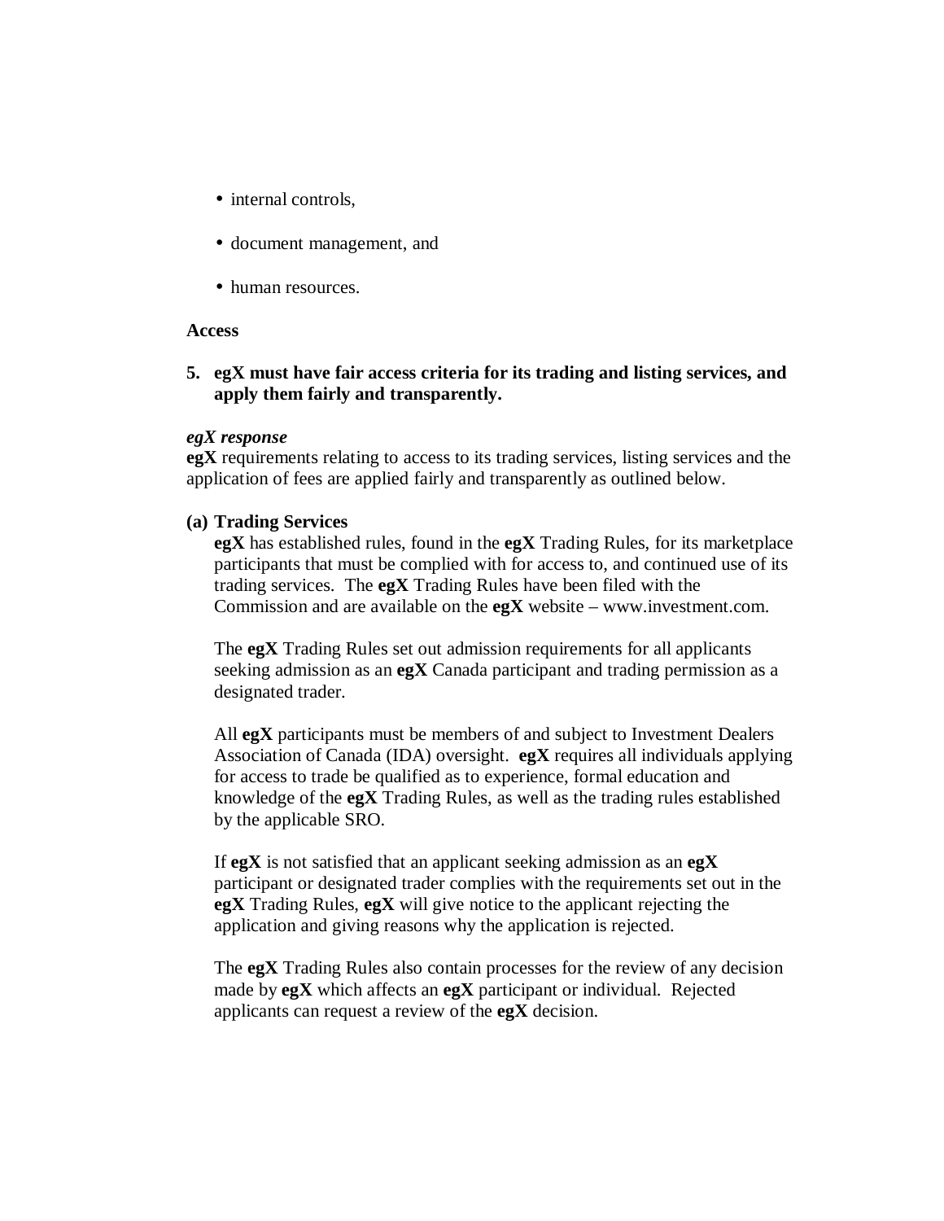- internal controls,
- document management, and
- human resources.

**Access**

**5. egX must have fair access criteria for its trading and listing services, and apply them fairly and transparently.**

***egX response***
**egX** requirements relating to access to its trading services, listing services and the application of fees are applied fairly and transparently as outlined below.

**(a) Trading Services**
**egX** has established rules, found in the **egX** Trading Rules, for its marketplace participants that must be complied with for access to, and continued use of its trading services. The **egX** Trading Rules have been filed with the Commission and are available on the **egX** website – www.investment.com.

The **egX** Trading Rules set out admission requirements for all applicants seeking admission as an **egX** Canada participant and trading permission as a designated trader.

All **egX** participants must be members of and subject to Investment Dealers Association of Canada (IDA) oversight. **egX** requires all individuals applying for access to trade be qualified as to experience, formal education and knowledge of the **egX** Trading Rules, as well as the trading rules established by the applicable SRO.

If **egX** is not satisfied that an applicant seeking admission as an **egX** participant or designated trader complies with the requirements set out in the **egX** Trading Rules, **egX** will give notice to the applicant rejecting the application and giving reasons why the application is rejected.

The **egX** Trading Rules also contain processes for the review of any decision made by **egX** which affects an **egX** participant or individual. Rejected applicants can request a review of the **egX** decision.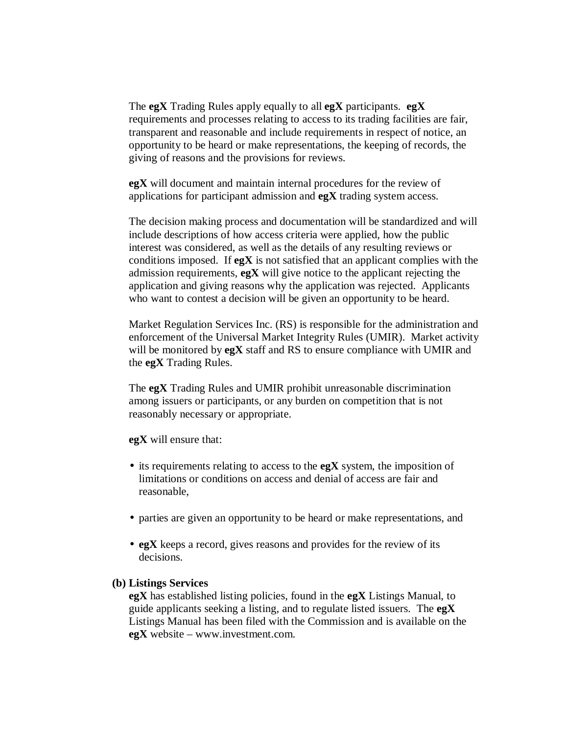The **egX** Trading Rules apply equally to all **egX** participants. **egX** requirements and processes relating to access to its trading facilities are fair, transparent and reasonable and include requirements in respect of notice, an opportunity to be heard or make representations, the keeping of records, the giving of reasons and the provisions for reviews.

**egX** will document and maintain internal procedures for the review of applications for participant admission and **egX** trading system access.

The decision making process and documentation will be standardized and will include descriptions of how access criteria were applied, how the public interest was considered, as well as the details of any resulting reviews or conditions imposed. If **egX** is not satisfied that an applicant complies with the admission requirements, **egX** will give notice to the applicant rejecting the application and giving reasons why the application was rejected. Applicants who want to contest a decision will be given an opportunity to be heard.

Market Regulation Services Inc. (RS) is responsible for the administration and enforcement of the Universal Market Integrity Rules (UMIR). Market activity will be monitored by **egX** staff and RS to ensure compliance with UMIR and the **egX** Trading Rules.

The **egX** Trading Rules and UMIR prohibit unreasonable discrimination among issuers or participants, or any burden on competition that is not reasonably necessary or appropriate.

**egX** will ensure that:

- its requirements relating to access to the **egX** system, the imposition of limitations or conditions on access and denial of access are fair and reasonable,
- parties are given an opportunity to be heard or make representations, and
- **egX** keeps a record, gives reasons and provides for the review of its decisions.

**(b) Listings Services**

**egX** has established listing policies, found in the **egX** Listings Manual, to guide applicants seeking a listing, and to regulate listed issuers. The **egX** Listings Manual has been filed with the Commission and is available on the **egX** website – www.investment.com.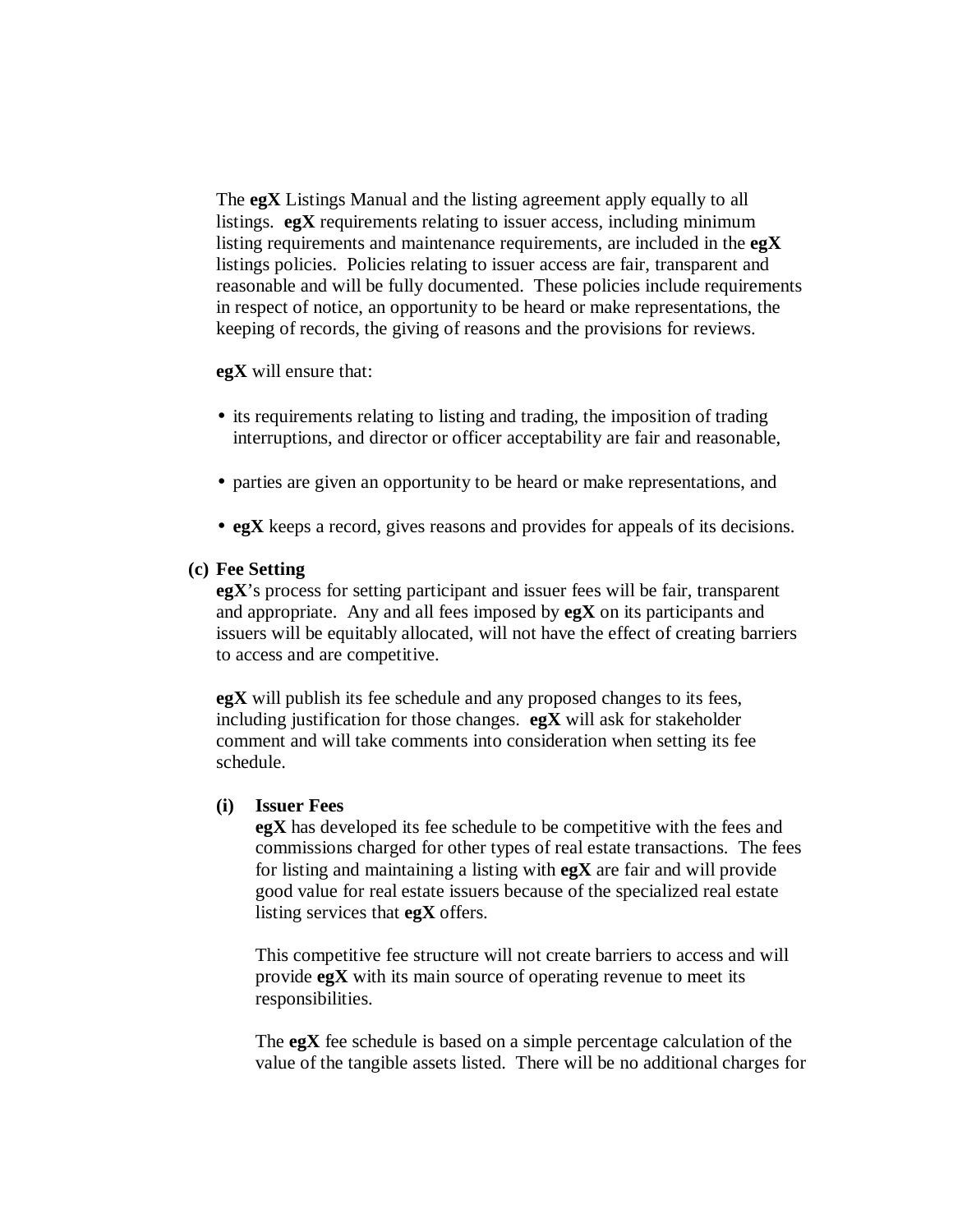The **egX** Listings Manual and the listing agreement apply equally to all listings. **egX** requirements relating to issuer access, including minimum listing requirements and maintenance requirements, are included in the **egX** listings policies. Policies relating to issuer access are fair, transparent and reasonable and will be fully documented. These policies include requirements in respect of notice, an opportunity to be heard or make representations, the keeping of records, the giving of reasons and the provisions for reviews.

**egX** will ensure that:

- its requirements relating to listing and trading, the imposition of trading interruptions, and director or officer acceptability are fair and reasonable,
- parties are given an opportunity to be heard or make representations, and
- **egX** keeps a record, gives reasons and provides for appeals of its decisions.

**(c) Fee Setting**

**egX**'s process for setting participant and issuer fees will be fair, transparent and appropriate. Any and all fees imposed by **egX** on its participants and issuers will be equitably allocated, will not have the effect of creating barriers to access and are competitive.

**egX** will publish its fee schedule and any proposed changes to its fees, including justification for those changes. **egX** will ask for stakeholder comment and will take comments into consideration when setting its fee schedule.

**(i) Issuer Fees**

**egX** has developed its fee schedule to be competitive with the fees and commissions charged for other types of real estate transactions. The fees for listing and maintaining a listing with **egX** are fair and will provide good value for real estate issuers because of the specialized real estate listing services that **egX** offers.

This competitive fee structure will not create barriers to access and will provide **egX** with its main source of operating revenue to meet its responsibilities.

The **egX** fee schedule is based on a simple percentage calculation of the value of the tangible assets listed. There will be no additional charges for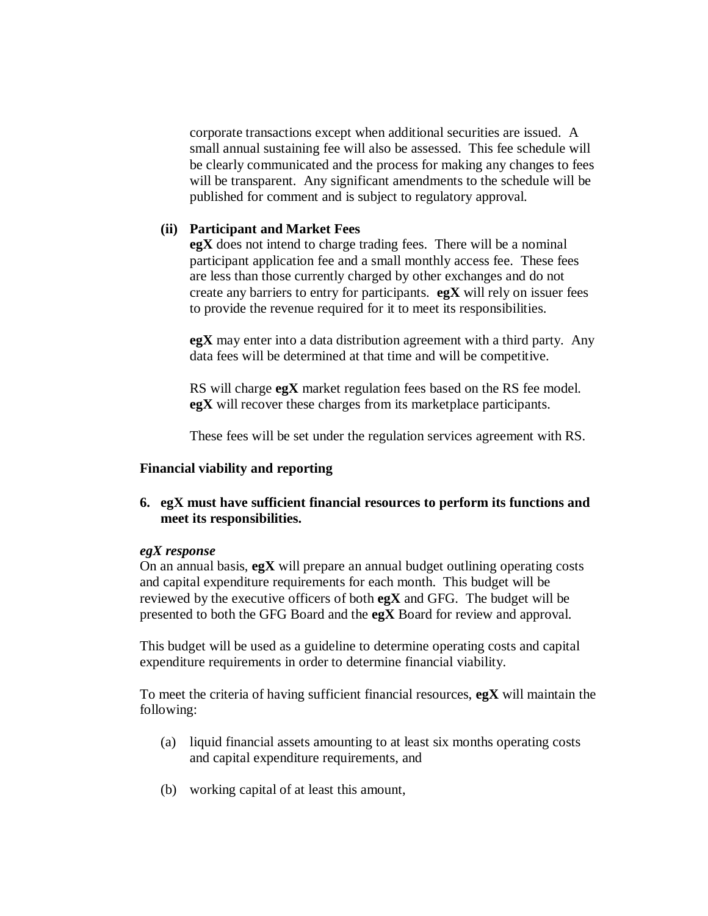corporate transactions except when additional securities are issued. A small annual sustaining fee will also be assessed. This fee schedule will be clearly communicated and the process for making any changes to fees will be transparent. Any significant amendments to the schedule will be published for comment and is subject to regulatory approval.

**(ii) Participant and Market Fees**

**egX** does not intend to charge trading fees. There will be a nominal participant application fee and a small monthly access fee. These fees are less than those currently charged by other exchanges and do not create any barriers to entry for participants. **egX** will rely on issuer fees to provide the revenue required for it to meet its responsibilities.

**egX** may enter into a data distribution agreement with a third party. Any data fees will be determined at that time and will be competitive.

RS will charge **egX** market regulation fees based on the RS fee model. **egX** will recover these charges from its marketplace participants.

These fees will be set under the regulation services agreement with RS.

**Financial viability and reporting**

**6. egX must have sufficient financial resources to perform its functions and meet its responsibilities.**

***egX response***

On an annual basis, **egX** will prepare an annual budget outlining operating costs and capital expenditure requirements for each month. This budget will be reviewed by the executive officers of both **egX** and GFG. The budget will be presented to both the GFG Board and the **egX** Board for review and approval.

This budget will be used as a guideline to determine operating costs and capital expenditure requirements in order to determine financial viability.

To meet the criteria of having sufficient financial resources, **egX** will maintain the following:

(a) liquid financial assets amounting to at least six months operating costs and capital expenditure requirements, and

(b) working capital of at least this amount,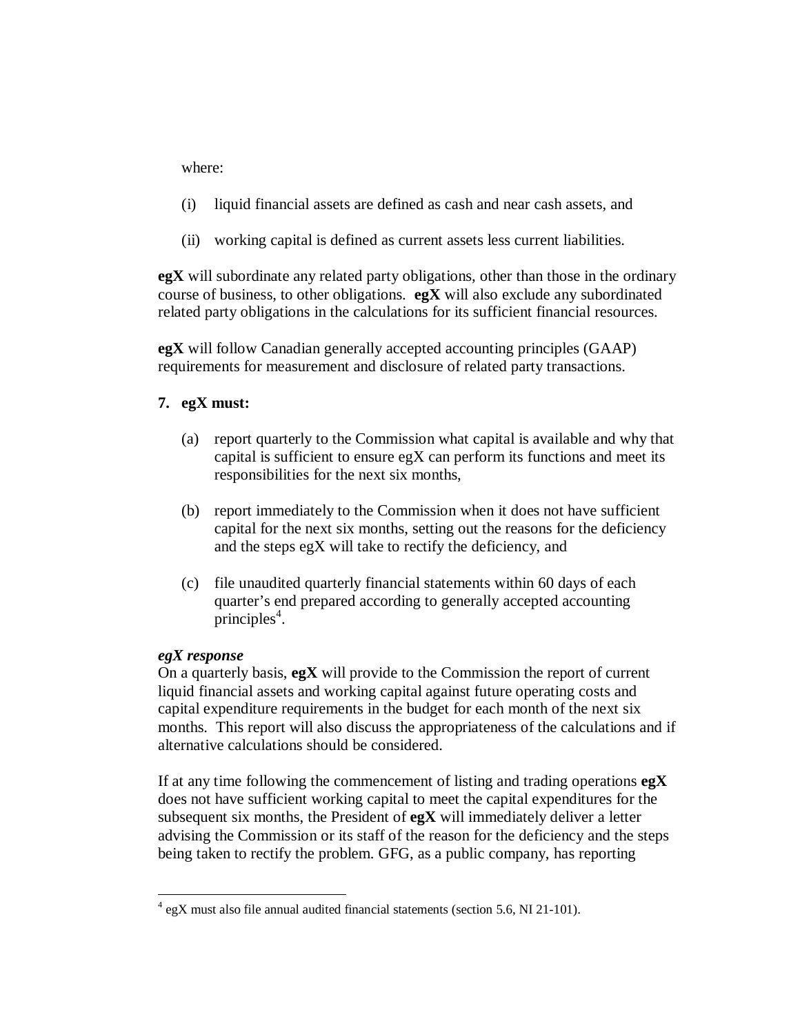where:

(i) liquid financial assets are defined as cash and near cash assets, and

(ii) working capital is defined as current assets less current liabilities.

**egX** will subordinate any related party obligations, other than those in the ordinary course of business, to other obligations. **egX** will also exclude any subordinated related party obligations in the calculations for its sufficient financial resources.

**egX** will follow Canadian generally accepted accounting principles (GAAP) requirements for measurement and disclosure of related party transactions.

**7. egX must:**

(a) report quarterly to the Commission what capital is available and why that capital is sufficient to ensure egX can perform its functions and meet its responsibilities for the next six months,

(b) report immediately to the Commission when it does not have sufficient capital for the next six months, setting out the reasons for the deficiency and the steps egX will take to rectify the deficiency, and

(c) file unaudited quarterly financial statements within 60 days of each quarter's end prepared according to generally accepted accounting principles[4].

***egX response***

On a quarterly basis, **egX** will provide to the Commission the report of current liquid financial assets and working capital against future operating costs and capital expenditure requirements in the budget for each month of the next six months. This report will also discuss the appropriateness of the calculations and if alternative calculations should be considered.

If at any time following the commencement of listing and trading operations **egX** does not have sufficient working capital to meet the capital expenditures for the subsequent six months, the President of **egX** will immediately deliver a letter advising the Commission or its staff of the reason for the deficiency and the steps being taken to rectify the problem. GFG, as a public company, has reporting

[4] egX must also file annual audited financial statements (section 5.6, NI 21-101).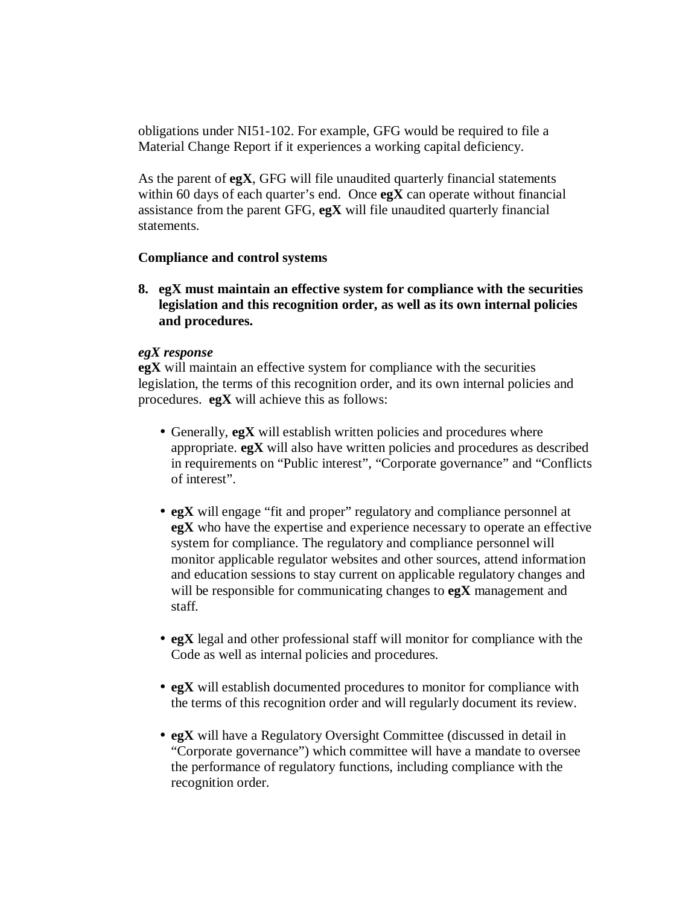obligations under NI51-102. For example, GFG would be required to file a Material Change Report if it experiences a working capital deficiency.

As the parent of **egX**, GFG will file unaudited quarterly financial statements within 60 days of each quarter's end. Once **egX** can operate without financial assistance from the parent GFG, **egX** will file unaudited quarterly financial statements.

**Compliance and control systems**

**8. egX must maintain an effective system for compliance with the securities legislation and this recognition order, as well as its own internal policies and procedures.**

***egX response***
**egX** will maintain an effective system for compliance with the securities legislation, the terms of this recognition order, and its own internal policies and procedures. **egX** will achieve this as follows:

- Generally, **egX** will establish written policies and procedures where appropriate. **egX** will also have written policies and procedures as described in requirements on "Public interest", "Corporate governance" and "Conflicts of interest".

- **egX** will engage "fit and proper" regulatory and compliance personnel at **egX** who have the expertise and experience necessary to operate an effective system for compliance. The regulatory and compliance personnel will monitor applicable regulator websites and other sources, attend information and education sessions to stay current on applicable regulatory changes and will be responsible for communicating changes to **egX** management and staff.

- **egX** legal and other professional staff will monitor for compliance with the Code as well as internal policies and procedures.

- **egX** will establish documented procedures to monitor for compliance with the terms of this recognition order and will regularly document its review.

- **egX** will have a Regulatory Oversight Committee (discussed in detail in "Corporate governance") which committee will have a mandate to oversee the performance of regulatory functions, including compliance with the recognition order.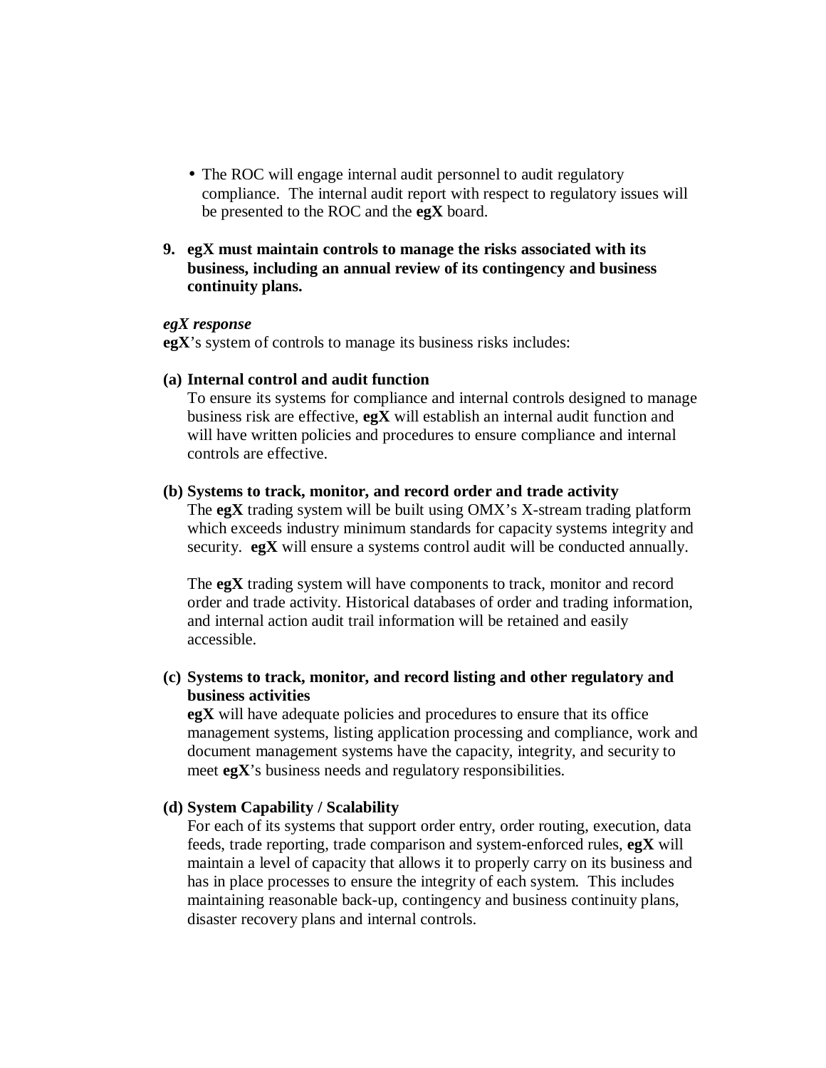- The ROC will engage internal audit personnel to audit regulatory compliance. The internal audit report with respect to regulatory issues will be presented to the ROC and the **egX** board.

**9. egX must maintain controls to manage the risks associated with its business, including an annual review of its contingency and business continuity plans.**

***egX response***
**egX**'s system of controls to manage its business risks includes:

**(a) Internal control and audit function**
To ensure its systems for compliance and internal controls designed to manage business risk are effective, **egX** will establish an internal audit function and will have written policies and procedures to ensure compliance and internal controls are effective.

**(b) Systems to track, monitor, and record order and trade activity**
The **egX** trading system will be built using OMX's X-stream trading platform which exceeds industry minimum standards for capacity systems integrity and security. **egX** will ensure a systems control audit will be conducted annually.

The **egX** trading system will have components to track, monitor and record order and trade activity. Historical databases of order and trading information, and internal action audit trail information will be retained and easily accessible.

**(c) Systems to track, monitor, and record listing and other regulatory and business activities**
**egX** will have adequate policies and procedures to ensure that its office management systems, listing application processing and compliance, work and document management systems have the capacity, integrity, and security to meet **egX**'s business needs and regulatory responsibilities.

**(d) System Capability / Scalability**
For each of its systems that support order entry, order routing, execution, data feeds, trade reporting, trade comparison and system-enforced rules, **egX** will maintain a level of capacity that allows it to properly carry on its business and has in place processes to ensure the integrity of each system. This includes maintaining reasonable back-up, contingency and business continuity plans, disaster recovery plans and internal controls.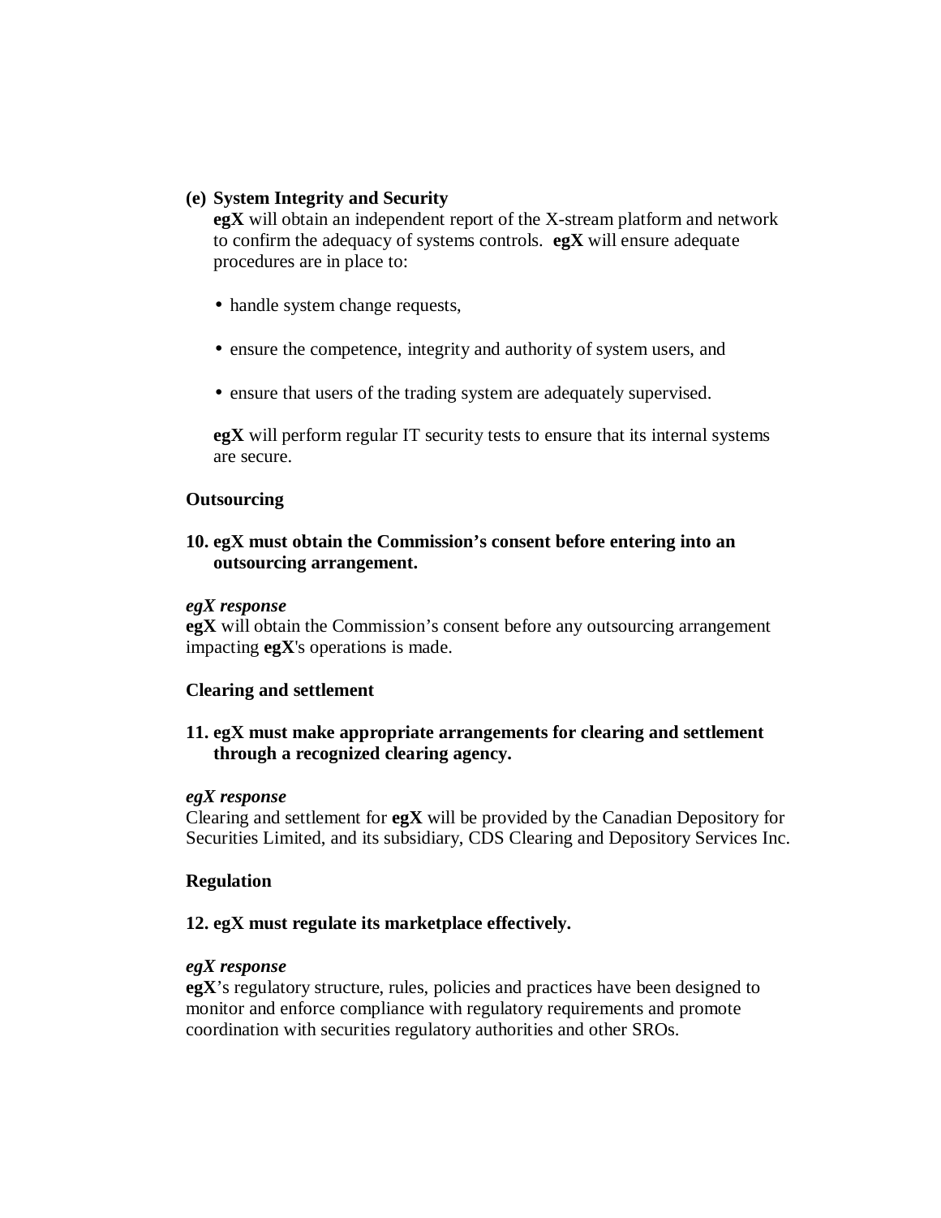**(e) System Integrity and Security**

**egX** will obtain an independent report of the X-stream platform and network to confirm the adequacy of systems controls. **egX** will ensure adequate procedures are in place to:

- handle system change requests,
- ensure the competence, integrity and authority of system users, and
- ensure that users of the trading system are adequately supervised.

**egX** will perform regular IT security tests to ensure that its internal systems are secure.

**Outsourcing**

**10. egX must obtain the Commission's consent before entering into an outsourcing arrangement.**

***egX response***

**egX** will obtain the Commission's consent before any outsourcing arrangement impacting **egX**'s operations is made.

**Clearing and settlement**

**11. egX must make appropriate arrangements for clearing and settlement through a recognized clearing agency.**

***egX response***

Clearing and settlement for **egX** will be provided by the Canadian Depository for Securities Limited, and its subsidiary, CDS Clearing and Depository Services Inc.

**Regulation**

**12. egX must regulate its marketplace effectively.**

***egX response***

**egX**'s regulatory structure, rules, policies and practices have been designed to monitor and enforce compliance with regulatory requirements and promote coordination with securities regulatory authorities and other SROs.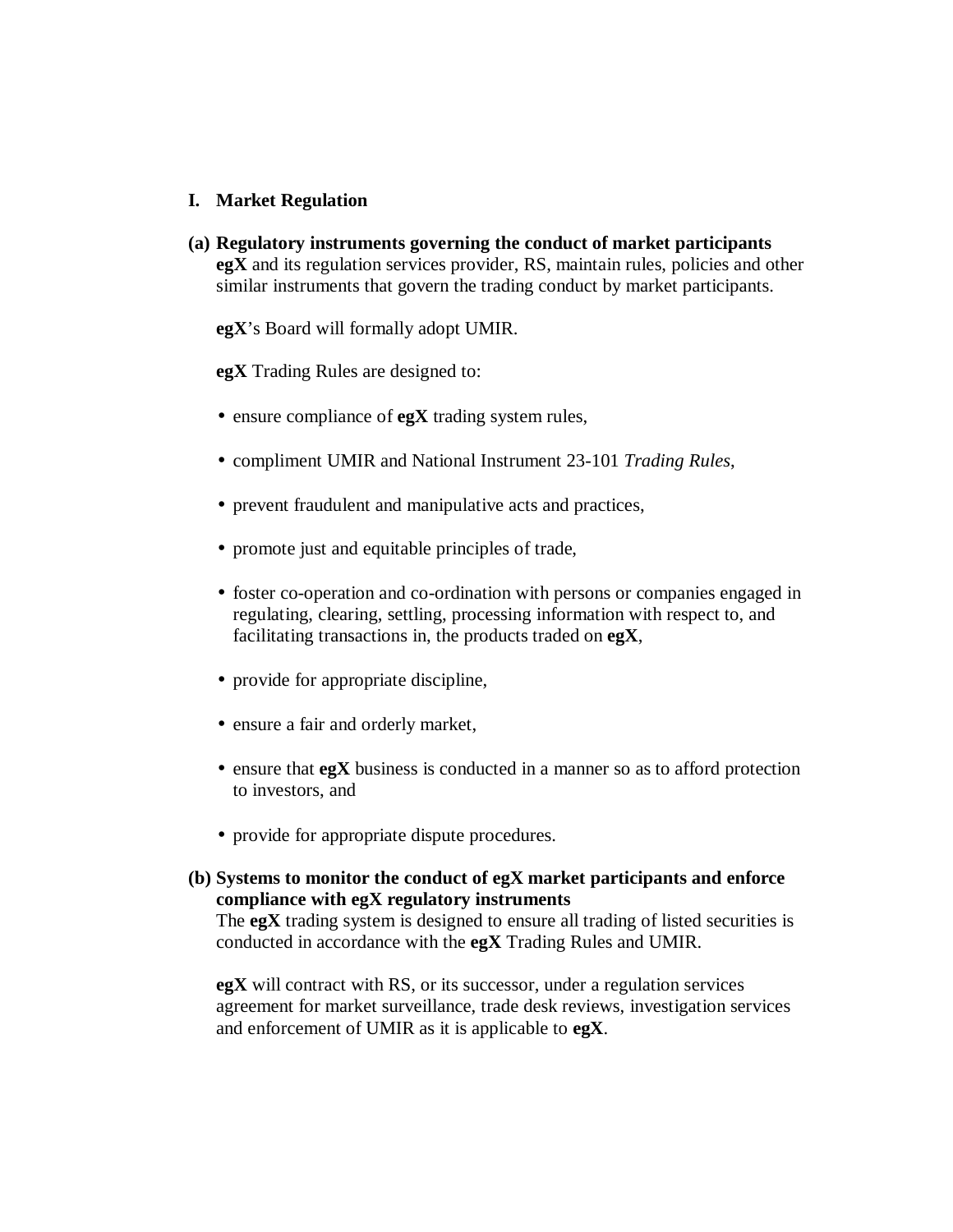## I. Market Regulation

**(a) Regulatory instruments governing the conduct of market participants**
**egX** and its regulation services provider, RS, maintain rules, policies and other similar instruments that govern the trading conduct by market participants.

**egX**'s Board will formally adopt UMIR.

**egX** Trading Rules are designed to:

- ensure compliance of **egX** trading system rules,
- compliment UMIR and National Instrument 23-101 *Trading Rules*,
- prevent fraudulent and manipulative acts and practices,
- promote just and equitable principles of trade,
- foster co-operation and co-ordination with persons or companies engaged in regulating, clearing, settling, processing information with respect to, and facilitating transactions in, the products traded on **egX**,
- provide for appropriate discipline,
- ensure a fair and orderly market,
- ensure that **egX** business is conducted in a manner so as to afford protection to investors, and
- provide for appropriate dispute procedures.

**(b) Systems to monitor the conduct of egX market participants and enforce compliance with egX regulatory instruments**
The **egX** trading system is designed to ensure all trading of listed securities is conducted in accordance with the **egX** Trading Rules and UMIR.

**egX** will contract with RS, or its successor, under a regulation services agreement for market surveillance, trade desk reviews, investigation services and enforcement of UMIR as it is applicable to **egX**.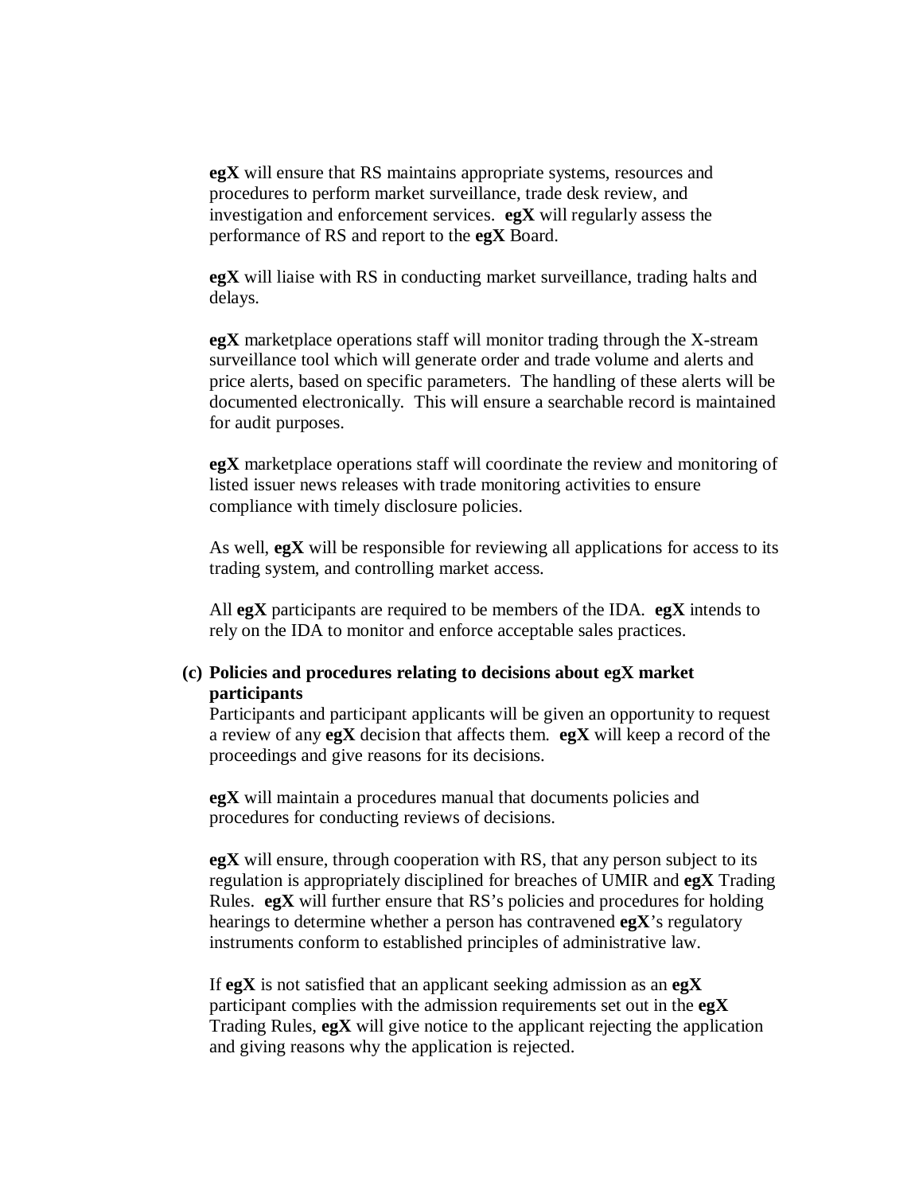**egX** will ensure that RS maintains appropriate systems, resources and procedures to perform market surveillance, trade desk review, and investigation and enforcement services. **egX** will regularly assess the performance of RS and report to the **egX** Board.

**egX** will liaise with RS in conducting market surveillance, trading halts and delays.

**egX** marketplace operations staff will monitor trading through the X-stream surveillance tool which will generate order and trade volume and alerts and price alerts, based on specific parameters. The handling of these alerts will be documented electronically. This will ensure a searchable record is maintained for audit purposes.

**egX** marketplace operations staff will coordinate the review and monitoring of listed issuer news releases with trade monitoring activities to ensure compliance with timely disclosure policies.

As well, **egX** will be responsible for reviewing all applications for access to its trading system, and controlling market access.

All **egX** participants are required to be members of the IDA. **egX** intends to rely on the IDA to monitor and enforce acceptable sales practices.

**(c) Policies and procedures relating to decisions about egX market participants**

Participants and participant applicants will be given an opportunity to request a review of any **egX** decision that affects them. **egX** will keep a record of the proceedings and give reasons for its decisions.

**egX** will maintain a procedures manual that documents policies and procedures for conducting reviews of decisions.

**egX** will ensure, through cooperation with RS, that any person subject to its regulation is appropriately disciplined for breaches of UMIR and **egX** Trading Rules. **egX** will further ensure that RS's policies and procedures for holding hearings to determine whether a person has contravened **egX**'s regulatory instruments conform to established principles of administrative law.

If **egX** is not satisfied that an applicant seeking admission as an **egX** participant complies with the admission requirements set out in the **egX** Trading Rules, **egX** will give notice to the applicant rejecting the application and giving reasons why the application is rejected.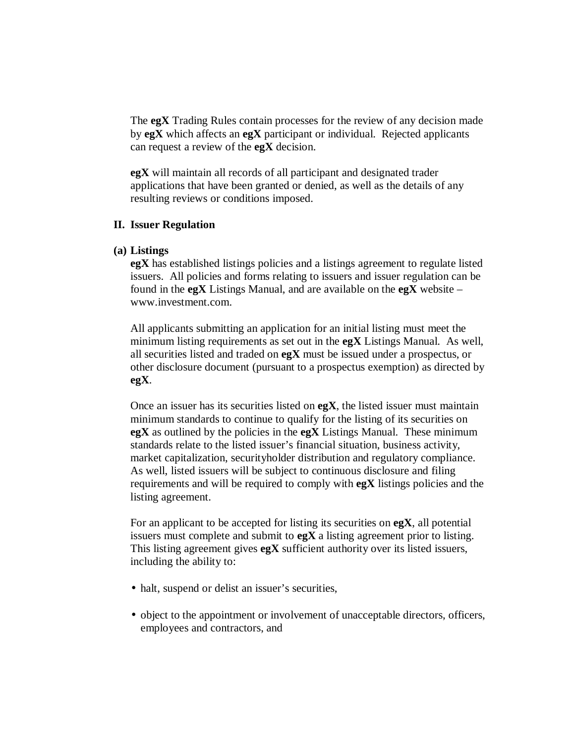The **egX** Trading Rules contain processes for the review of any decision made by **egX** which affects an **egX** participant or individual. Rejected applicants can request a review of the **egX** decision.

**egX** will maintain all records of all participant and designated trader applications that have been granted or denied, as well as the details of any resulting reviews or conditions imposed.

## II. Issuer Regulation

### (a) Listings

**egX** has established listings policies and a listings agreement to regulate listed issuers. All policies and forms relating to issuers and issuer regulation can be found in the **egX** Listings Manual, and are available on the **egX** website – www.investment.com.

All applicants submitting an application for an initial listing must meet the minimum listing requirements as set out in the **egX** Listings Manual. As well, all securities listed and traded on **egX** must be issued under a prospectus, or other disclosure document (pursuant to a prospectus exemption) as directed by **egX**.

Once an issuer has its securities listed on **egX**, the listed issuer must maintain minimum standards to continue to qualify for the listing of its securities on **egX** as outlined by the policies in the **egX** Listings Manual. These minimum standards relate to the listed issuer's financial situation, business activity, market capitalization, securityholder distribution and regulatory compliance. As well, listed issuers will be subject to continuous disclosure and filing requirements and will be required to comply with **egX** listings policies and the listing agreement.

For an applicant to be accepted for listing its securities on **egX**, all potential issuers must complete and submit to **egX** a listing agreement prior to listing. This listing agreement gives **egX** sufficient authority over its listed issuers, including the ability to:

- halt, suspend or delist an issuer's securities,
- object to the appointment or involvement of unacceptable directors, officers, employees and contractors, and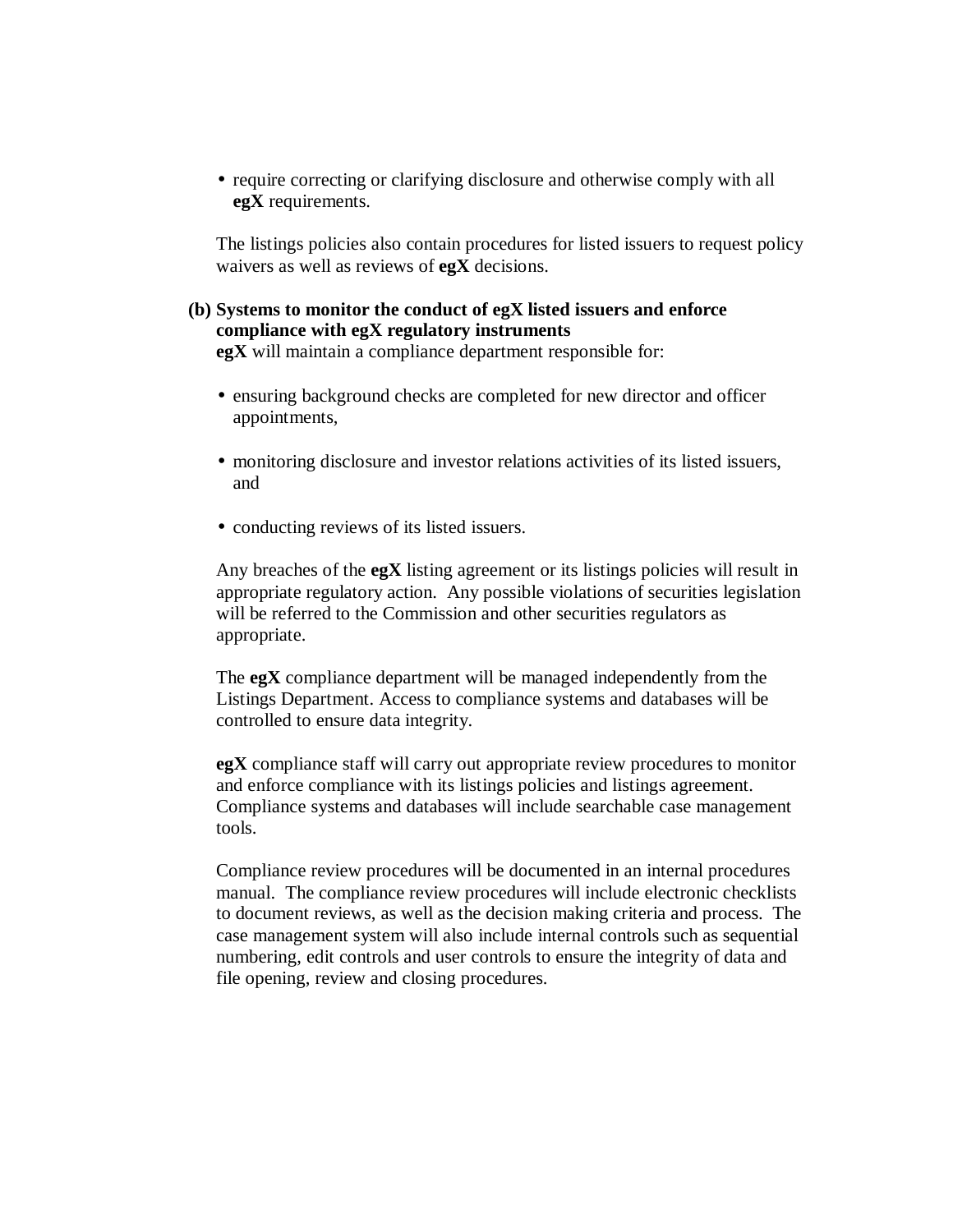- require correcting or clarifying disclosure and otherwise comply with all **egX** requirements.

The listings policies also contain procedures for listed issuers to request policy waivers as well as reviews of **egX** decisions.

**(b) Systems to monitor the conduct of egX listed issuers and enforce compliance with egX regulatory instruments**

**egX** will maintain a compliance department responsible for:

- ensuring background checks are completed for new director and officer appointments,
- monitoring disclosure and investor relations activities of its listed issuers, and
- conducting reviews of its listed issuers.

Any breaches of the **egX** listing agreement or its listings policies will result in appropriate regulatory action. Any possible violations of securities legislation will be referred to the Commission and other securities regulators as appropriate.

The **egX** compliance department will be managed independently from the Listings Department. Access to compliance systems and databases will be controlled to ensure data integrity.

**egX** compliance staff will carry out appropriate review procedures to monitor and enforce compliance with its listings policies and listings agreement. Compliance systems and databases will include searchable case management tools.

Compliance review procedures will be documented in an internal procedures manual. The compliance review procedures will include electronic checklists to document reviews, as well as the decision making criteria and process. The case management system will also include internal controls such as sequential numbering, edit controls and user controls to ensure the integrity of data and file opening, review and closing procedures.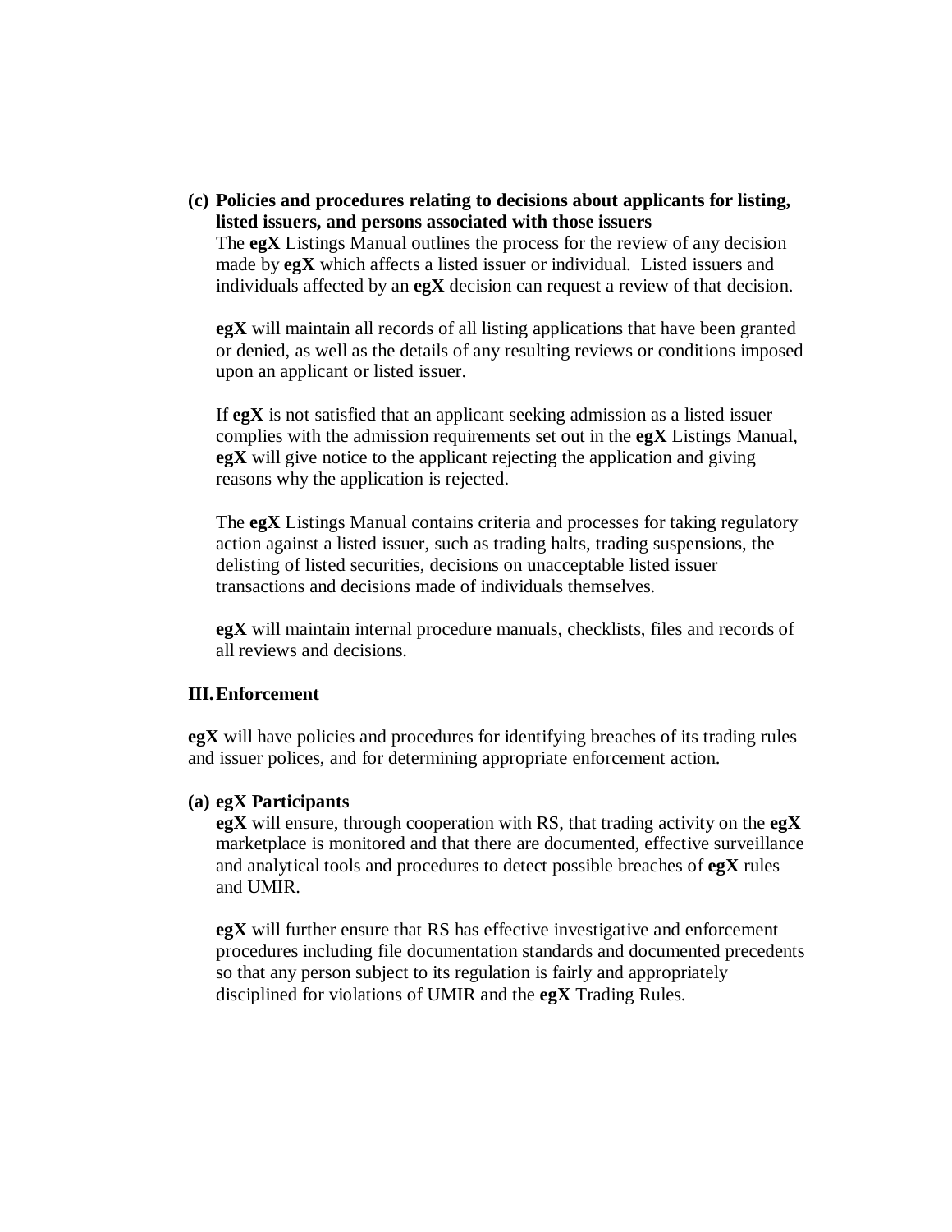**(c) Policies and procedures relating to decisions about applicants for listing, listed issuers, and persons associated with those issuers**

The **egX** Listings Manual outlines the process for the review of any decision made by **egX** which affects a listed issuer or individual. Listed issuers and individuals affected by an **egX** decision can request a review of that decision.

**egX** will maintain all records of all listing applications that have been granted or denied, as well as the details of any resulting reviews or conditions imposed upon an applicant or listed issuer.

If **egX** is not satisfied that an applicant seeking admission as a listed issuer complies with the admission requirements set out in the **egX** Listings Manual, **egX** will give notice to the applicant rejecting the application and giving reasons why the application is rejected.

The **egX** Listings Manual contains criteria and processes for taking regulatory action against a listed issuer, such as trading halts, trading suspensions, the delisting of listed securities, decisions on unacceptable listed issuer transactions and decisions made of individuals themselves.

**egX** will maintain internal procedure manuals, checklists, files and records of all reviews and decisions.

## III. Enforcement

**egX** will have policies and procedures for identifying breaches of its trading rules and issuer polices, and for determining appropriate enforcement action.

**(a) egX Participants**

**egX** will ensure, through cooperation with RS, that trading activity on the **egX** marketplace is monitored and that there are documented, effective surveillance and analytical tools and procedures to detect possible breaches of **egX** rules and UMIR.

**egX** will further ensure that RS has effective investigative and enforcement procedures including file documentation standards and documented precedents so that any person subject to its regulation is fairly and appropriately disciplined for violations of UMIR and the **egX** Trading Rules.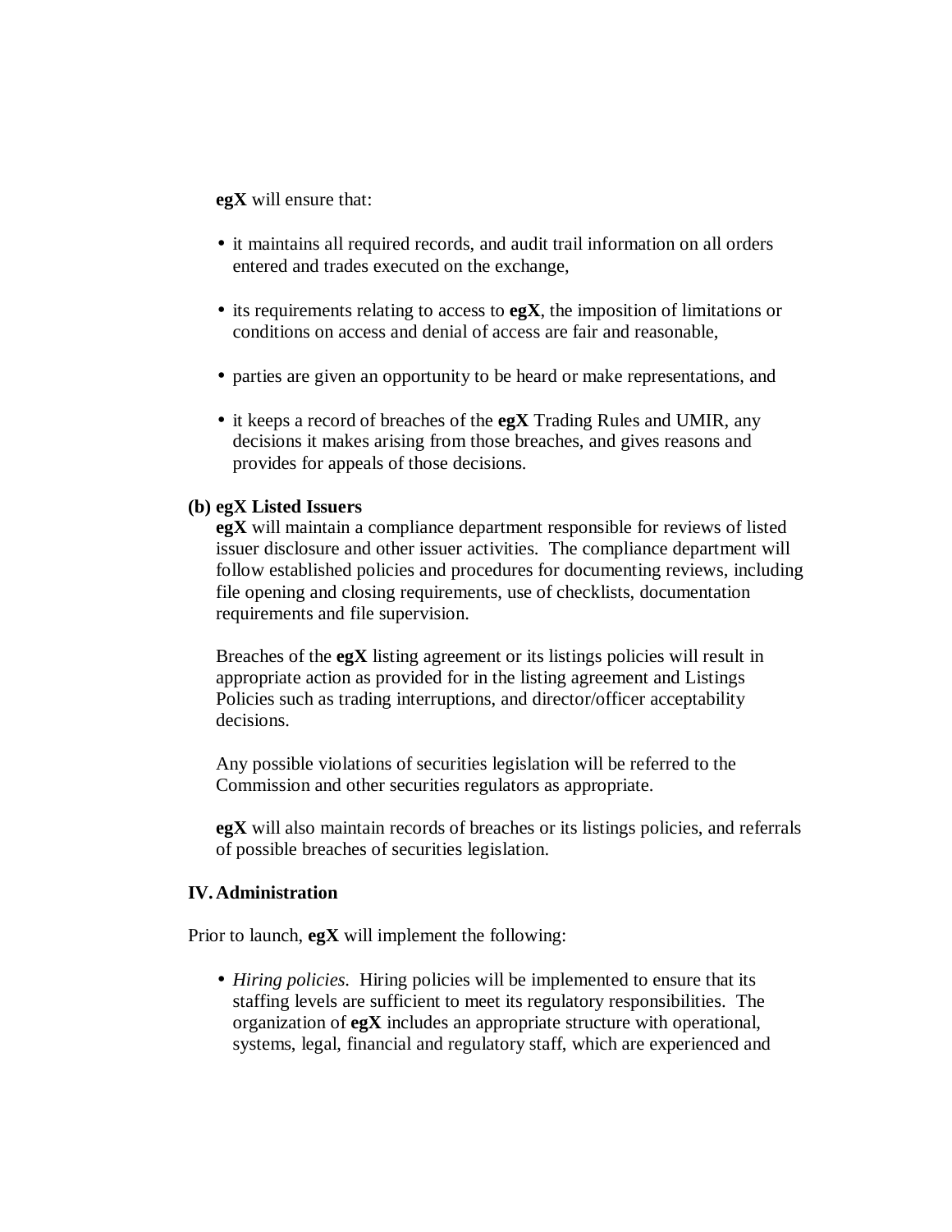**egX** will ensure that:

- it maintains all required records, and audit trail information on all orders entered and trades executed on the exchange,
- its requirements relating to access to **egX**, the imposition of limitations or conditions on access and denial of access are fair and reasonable,
- parties are given an opportunity to be heard or make representations, and
- it keeps a record of breaches of the **egX** Trading Rules and UMIR, any decisions it makes arising from those breaches, and gives reasons and provides for appeals of those decisions.

**(b) egX Listed Issuers**

**egX** will maintain a compliance department responsible for reviews of listed issuer disclosure and other issuer activities. The compliance department will follow established policies and procedures for documenting reviews, including file opening and closing requirements, use of checklists, documentation requirements and file supervision.

Breaches of the **egX** listing agreement or its listings policies will result in appropriate action as provided for in the listing agreement and Listings Policies such as trading interruptions, and director/officer acceptability decisions.

Any possible violations of securities legislation will be referred to the Commission and other securities regulators as appropriate.

**egX** will also maintain records of breaches or its listings policies, and referrals of possible breaches of securities legislation.

**IV. Administration**

Prior to launch, **egX** will implement the following:

- *Hiring policies.* Hiring policies will be implemented to ensure that its staffing levels are sufficient to meet its regulatory responsibilities. The organization of **egX** includes an appropriate structure with operational, systems, legal, financial and regulatory staff, which are experienced and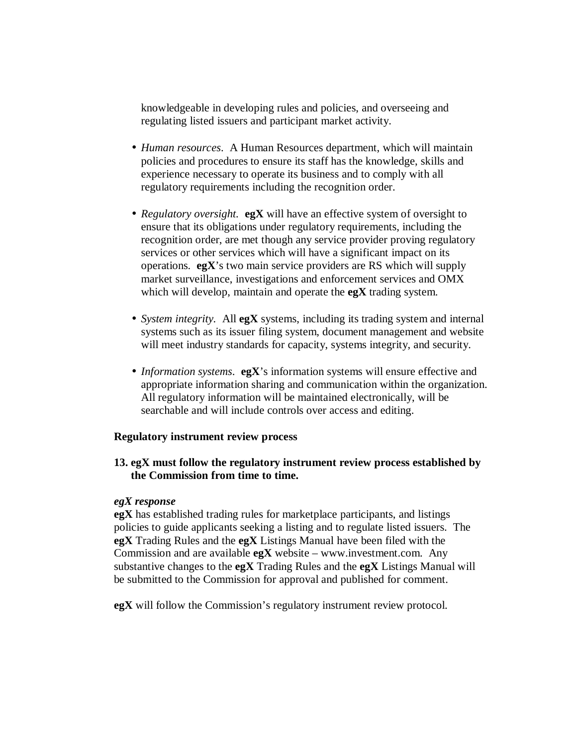knowledgeable in developing rules and policies, and overseeing and regulating listed issuers and participant market activity.

- *Human resources*. A Human Resources department, which will maintain policies and procedures to ensure its staff has the knowledge, skills and experience necessary to operate its business and to comply with all regulatory requirements including the recognition order.

- *Regulatory oversight*. **egX** will have an effective system of oversight to ensure that its obligations under regulatory requirements, including the recognition order, are met though any service provider proving regulatory services or other services which will have a significant impact on its operations. **egX**'s two main service providers are RS which will supply market surveillance, investigations and enforcement services and OMX which will develop, maintain and operate the **egX** trading system.

- *System integrity*. All **egX** systems, including its trading system and internal systems such as its issuer filing system, document management and website will meet industry standards for capacity, systems integrity, and security.

- *Information systems*. **egX**'s information systems will ensure effective and appropriate information sharing and communication within the organization. All regulatory information will be maintained electronically, will be searchable and will include controls over access and editing.

**Regulatory instrument review process**

**13. egX must follow the regulatory instrument review process established by the Commission from time to time.**

***egX response***
**egX** has established trading rules for marketplace participants, and listings policies to guide applicants seeking a listing and to regulate listed issuers. The **egX** Trading Rules and the **egX** Listings Manual have been filed with the Commission and are available **egX** website – www.investment.com. Any substantive changes to the **egX** Trading Rules and the **egX** Listings Manual will be submitted to the Commission for approval and published for comment.

**egX** will follow the Commission's regulatory instrument review protocol.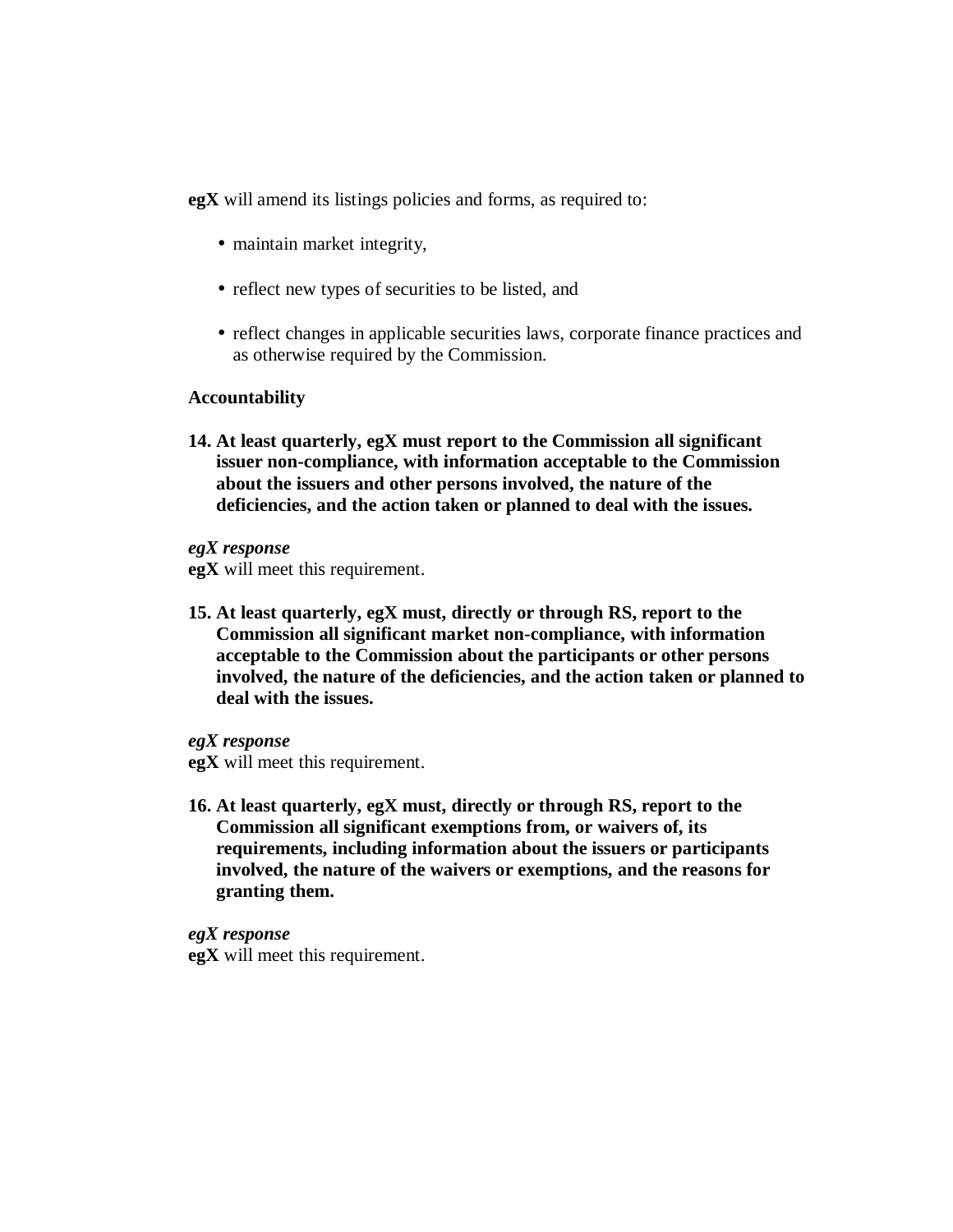**egX** will amend its listings policies and forms, as required to:

- maintain market integrity,
- reflect new types of securities to be listed, and
- reflect changes in applicable securities laws, corporate finance practices and as otherwise required by the Commission.

**Accountability**

**14. At least quarterly, egX must report to the Commission all significant issuer non-compliance, with information acceptable to the Commission about the issuers and other persons involved, the nature of the deficiencies, and the action taken or planned to deal with the issues.**

***egX response***
**egX** will meet this requirement.

**15. At least quarterly, egX must, directly or through RS, report to the Commission all significant market non-compliance, with information acceptable to the Commission about the participants or other persons involved, the nature of the deficiencies, and the action taken or planned to deal with the issues.**

***egX response***
**egX** will meet this requirement.

**16. At least quarterly, egX must, directly or through RS, report to the Commission all significant exemptions from, or waivers of, its requirements, including information about the issuers or participants involved, the nature of the waivers or exemptions, and the reasons for granting them.**

***egX response***
**egX** will meet this requirement.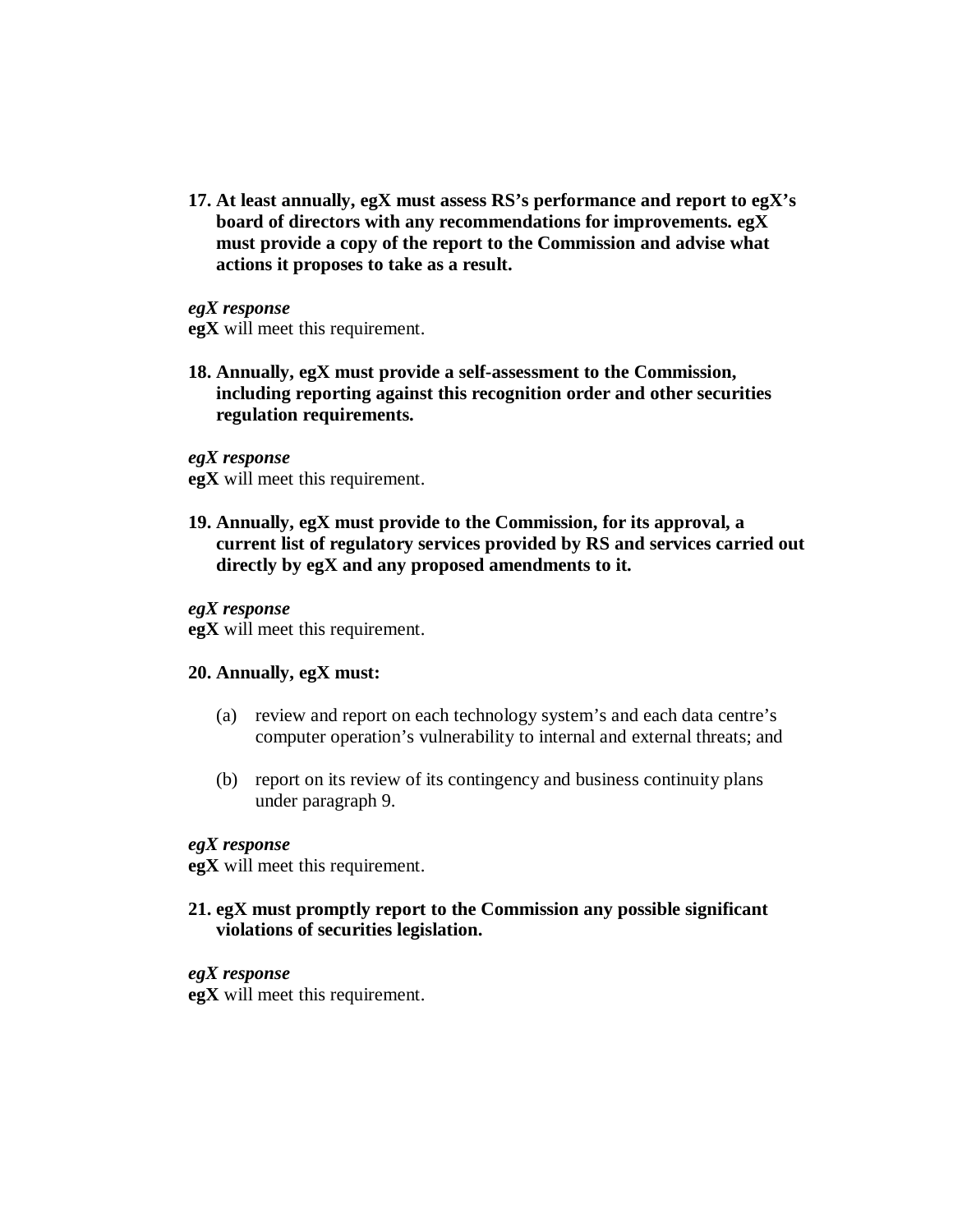**17. At least annually, egX must assess RS's performance and report to egX's board of directors with any recommendations for improvements. egX must provide a copy of the report to the Commission and advise what actions it proposes to take as a result.**

***egX response***

**egX** will meet this requirement.

**18. Annually, egX must provide a self-assessment to the Commission, including reporting against this recognition order and other securities regulation requirements.**

***egX response***

**egX** will meet this requirement.

**19. Annually, egX must provide to the Commission, for its approval, a current list of regulatory services provided by RS and services carried out directly by egX and any proposed amendments to it.**

***egX response***

**egX** will meet this requirement.

**20. Annually, egX must:**

(a) review and report on each technology system's and each data centre's computer operation's vulnerability to internal and external threats; and

(b) report on its review of its contingency and business continuity plans under paragraph 9.

***egX response***

**egX** will meet this requirement.

**21. egX must promptly report to the Commission any possible significant violations of securities legislation.**

***egX response***

**egX** will meet this requirement.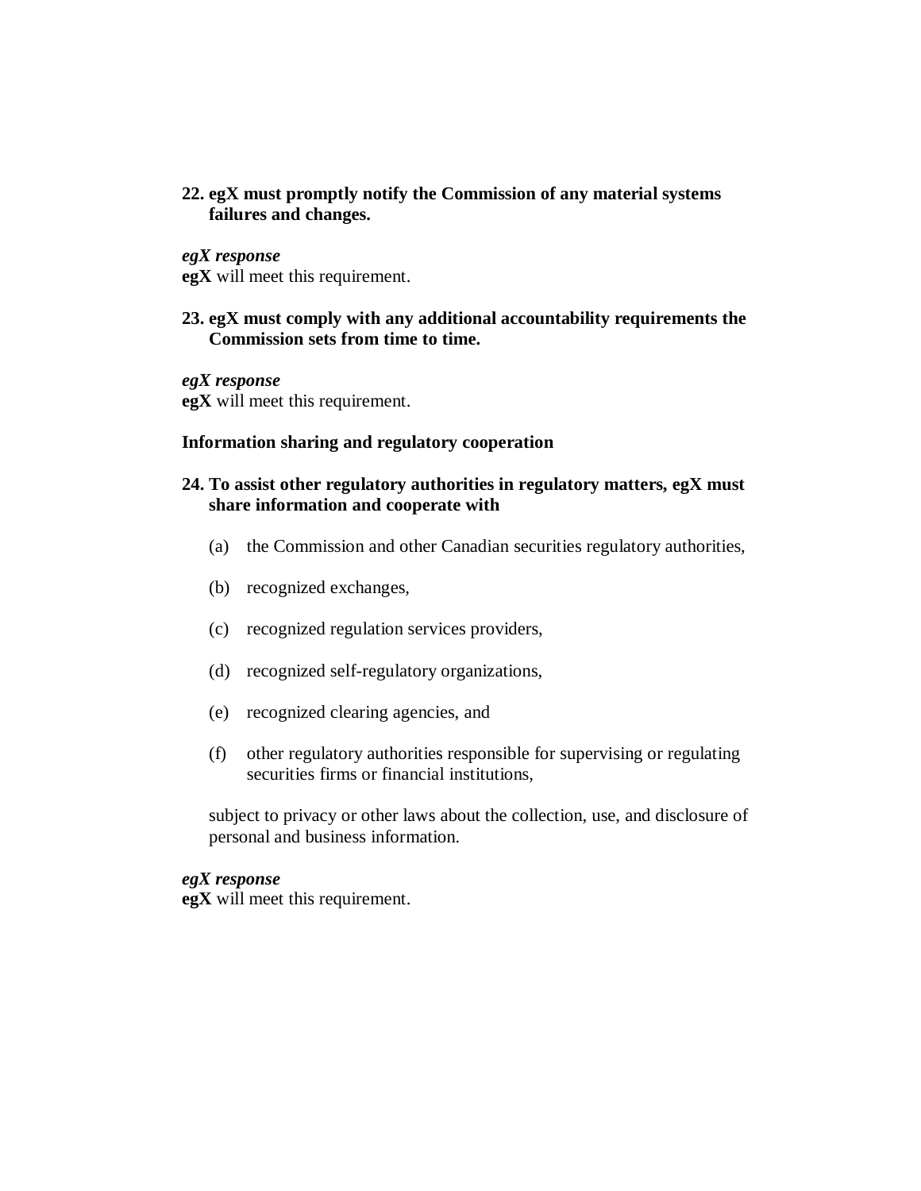**22. egX must promptly notify the Commission of any material systems failures and changes.**

***egX response***
**egX** will meet this requirement.

**23. egX must comply with any additional accountability requirements the Commission sets from time to time.**

***egX response***
**egX** will meet this requirement.

**Information sharing and regulatory cooperation**

**24. To assist other regulatory authorities in regulatory matters, egX must share information and cooperate with**

(a) the Commission and other Canadian securities regulatory authorities,

(b) recognized exchanges,

(c) recognized regulation services providers,

(d) recognized self-regulatory organizations,

(e) recognized clearing agencies, and

(f) other regulatory authorities responsible for supervising or regulating securities firms or financial institutions,

subject to privacy or other laws about the collection, use, and disclosure of personal and business information.

***egX response***
**egX** will meet this requirement.